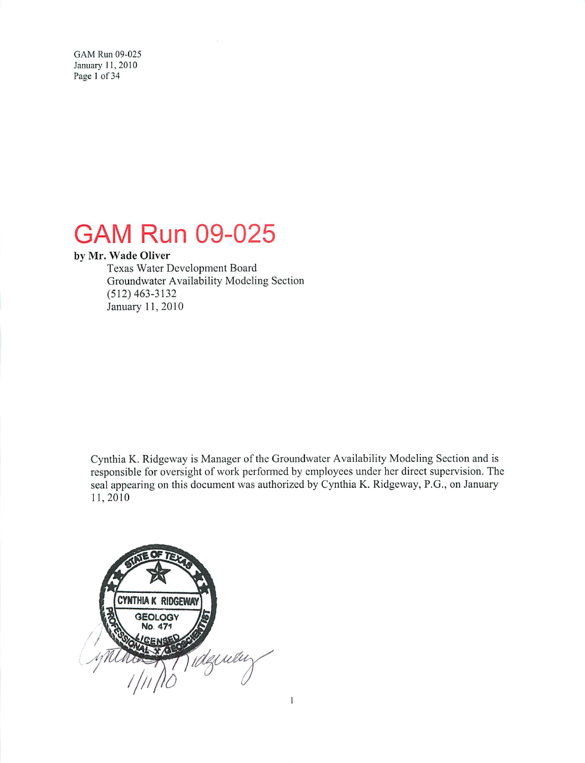# GAM Run 09-025

**by Mr. Wade Oliver**

Texas Water Development Board
Groundwater Availability Modeling Section
(512) 463-3132
January 11, 2010

Cynthia K. Ridgeway is Manager of the Groundwater Availability Modeling Section and is responsible for oversight of work performed by employees under her direct supervision. The seal appearing on this document was authorized by Cynthia K. Ridgeway, P.G., on January 11, 2010

STATE OF TEXAS
CYNTHIA K RIDGEWAY
GEOLOGY
No. 471
LICENSED
PROFESSIONAL GEOSCIENTIST

1/11/10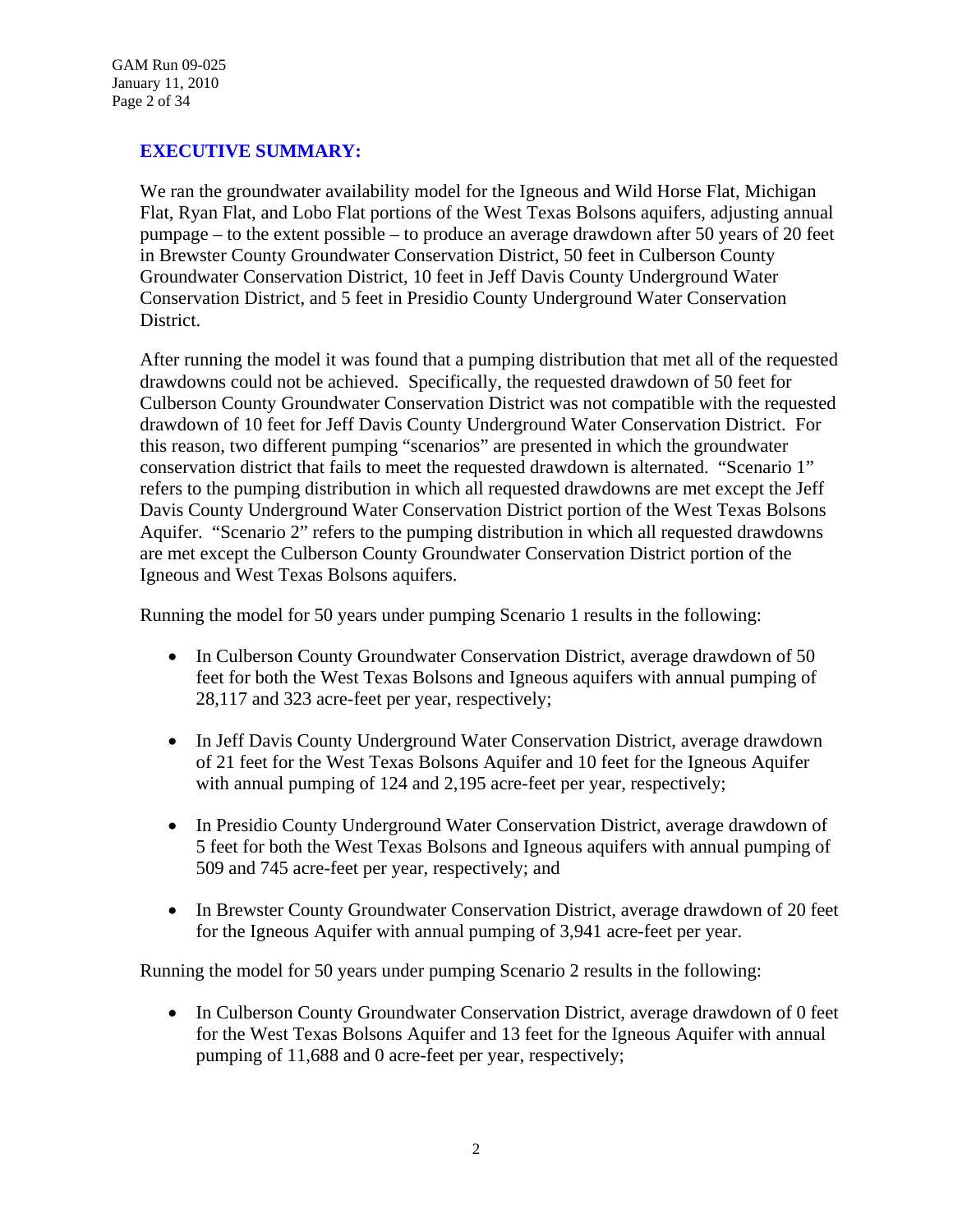## EXECUTIVE SUMMARY:

We ran the groundwater availability model for the Igneous and Wild Horse Flat, Michigan Flat, Ryan Flat, and Lobo Flat portions of the West Texas Bolsons aquifers, adjusting annual pumpage – to the extent possible – to produce an average drawdown after 50 years of 20 feet in Brewster County Groundwater Conservation District, 50 feet in Culberson County Groundwater Conservation District, 10 feet in Jeff Davis County Underground Water Conservation District, and 5 feet in Presidio County Underground Water Conservation District.

After running the model it was found that a pumping distribution that met all of the requested drawdowns could not be achieved. Specifically, the requested drawdown of 50 feet for Culberson County Groundwater Conservation District was not compatible with the requested drawdown of 10 feet for Jeff Davis County Underground Water Conservation District. For this reason, two different pumping "scenarios" are presented in which the groundwater conservation district that fails to meet the requested drawdown is alternated. "Scenario 1" refers to the pumping distribution in which all requested drawdowns are met except the Jeff Davis County Underground Water Conservation District portion of the West Texas Bolsons Aquifer. "Scenario 2" refers to the pumping distribution in which all requested drawdowns are met except the Culberson County Groundwater Conservation District portion of the Igneous and West Texas Bolsons aquifers.

Running the model for 50 years under pumping Scenario 1 results in the following:

- In Culberson County Groundwater Conservation District, average drawdown of 50 feet for both the West Texas Bolsons and Igneous aquifers with annual pumping of 28,117 and 323 acre-feet per year, respectively;
- In Jeff Davis County Underground Water Conservation District, average drawdown of 21 feet for the West Texas Bolsons Aquifer and 10 feet for the Igneous Aquifer with annual pumping of 124 and 2,195 acre-feet per year, respectively;
- In Presidio County Underground Water Conservation District, average drawdown of 5 feet for both the West Texas Bolsons and Igneous aquifers with annual pumping of 509 and 745 acre-feet per year, respectively; and
- In Brewster County Groundwater Conservation District, average drawdown of 20 feet for the Igneous Aquifer with annual pumping of 3,941 acre-feet per year.

Running the model for 50 years under pumping Scenario 2 results in the following:

- In Culberson County Groundwater Conservation District, average drawdown of 0 feet for the West Texas Bolsons Aquifer and 13 feet for the Igneous Aquifer with annual pumping of 11,688 and 0 acre-feet per year, respectively;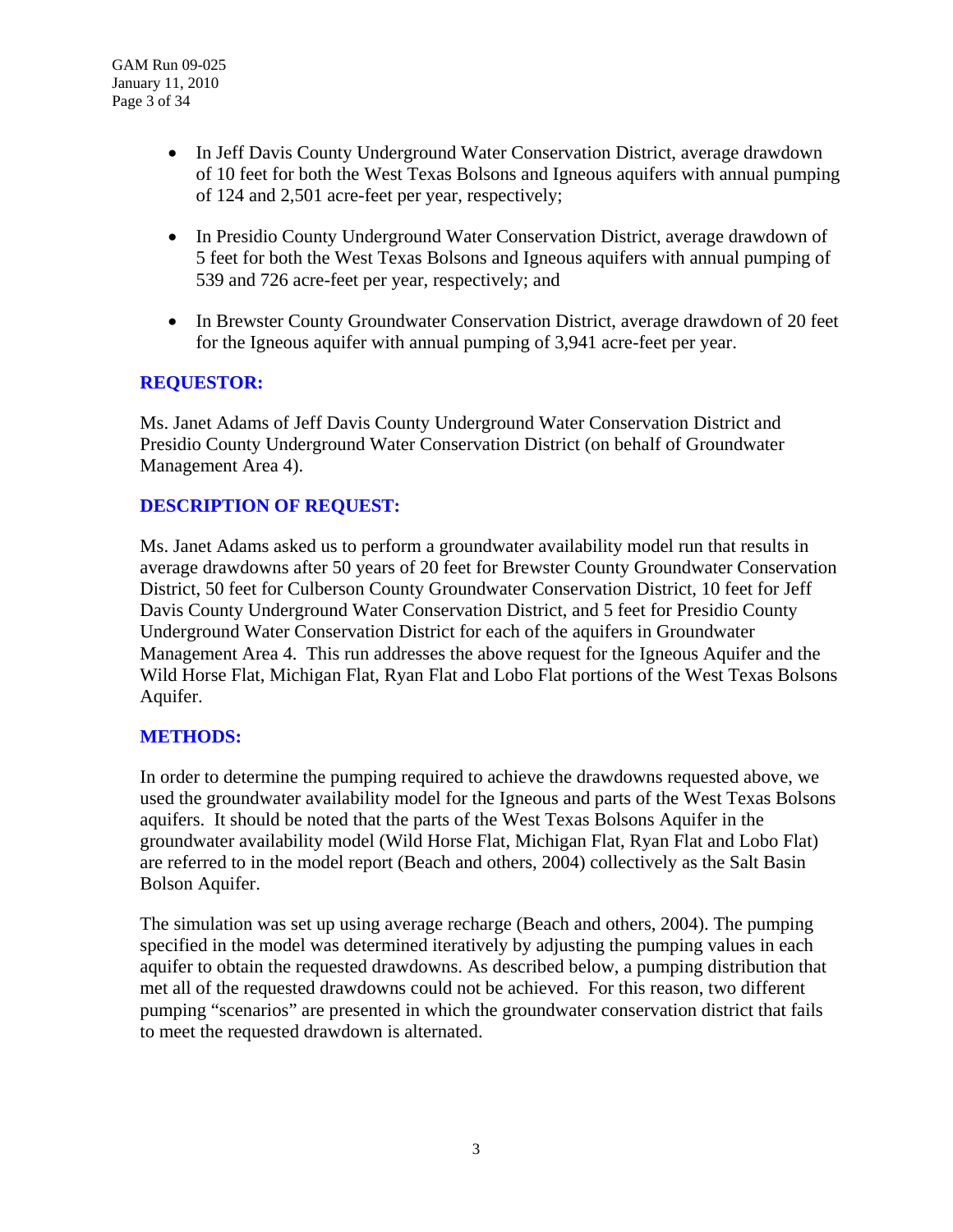- In Jeff Davis County Underground Water Conservation District, average drawdown of 10 feet for both the West Texas Bolsons and Igneous aquifers with annual pumping of 124 and 2,501 acre-feet per year, respectively;

- In Presidio County Underground Water Conservation District, average drawdown of 5 feet for both the West Texas Bolsons and Igneous aquifers with annual pumping of 539 and 726 acre-feet per year, respectively; and

- In Brewster County Groundwater Conservation District, average drawdown of 20 feet for the Igneous aquifer with annual pumping of 3,941 acre-feet per year.

## REQUESTOR:

Ms. Janet Adams of Jeff Davis County Underground Water Conservation District and Presidio County Underground Water Conservation District (on behalf of Groundwater Management Area 4).

## DESCRIPTION OF REQUEST:

Ms. Janet Adams asked us to perform a groundwater availability model run that results in average drawdowns after 50 years of 20 feet for Brewster County Groundwater Conservation District, 50 feet for Culberson County Groundwater Conservation District, 10 feet for Jeff Davis County Underground Water Conservation District, and 5 feet for Presidio County Underground Water Conservation District for each of the aquifers in Groundwater Management Area 4. This run addresses the above request for the Igneous Aquifer and the Wild Horse Flat, Michigan Flat, Ryan Flat and Lobo Flat portions of the West Texas Bolsons Aquifer.

## METHODS:

In order to determine the pumping required to achieve the drawdowns requested above, we used the groundwater availability model for the Igneous and parts of the West Texas Bolsons aquifers. It should be noted that the parts of the West Texas Bolsons Aquifer in the groundwater availability model (Wild Horse Flat, Michigan Flat, Ryan Flat and Lobo Flat) are referred to in the model report (Beach and others, 2004) collectively as the Salt Basin Bolson Aquifer.

The simulation was set up using average recharge (Beach and others, 2004). The pumping specified in the model was determined iteratively by adjusting the pumping values in each aquifer to obtain the requested drawdowns. As described below, a pumping distribution that met all of the requested drawdowns could not be achieved. For this reason, two different pumping "scenarios" are presented in which the groundwater conservation district that fails to meet the requested drawdown is alternated.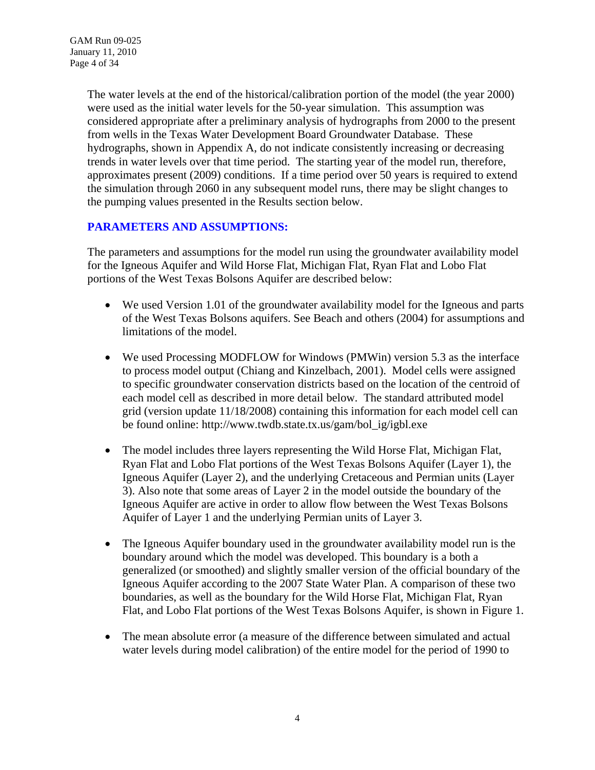The water levels at the end of the historical/calibration portion of the model (the year 2000) were used as the initial water levels for the 50-year simulation. This assumption was considered appropriate after a preliminary analysis of hydrographs from 2000 to the present from wells in the Texas Water Development Board Groundwater Database. These hydrographs, shown in Appendix A, do not indicate consistently increasing or decreasing trends in water levels over that time period. The starting year of the model run, therefore, approximates present (2009) conditions. If a time period over 50 years is required to extend the simulation through 2060 in any subsequent model runs, there may be slight changes to the pumping values presented in the Results section below.

## PARAMETERS AND ASSUMPTIONS:

The parameters and assumptions for the model run using the groundwater availability model for the Igneous Aquifer and Wild Horse Flat, Michigan Flat, Ryan Flat and Lobo Flat portions of the West Texas Bolsons Aquifer are described below:

- We used Version 1.01 of the groundwater availability model for the Igneous and parts of the West Texas Bolsons aquifers. See Beach and others (2004) for assumptions and limitations of the model.

- We used Processing MODFLOW for Windows (PMWin) version 5.3 as the interface to process model output (Chiang and Kinzelbach, 2001). Model cells were assigned to specific groundwater conservation districts based on the location of the centroid of each model cell as described in more detail below. The standard attributed model grid (version update 11/18/2008) containing this information for each model cell can be found online: http://www.twdb.state.tx.us/gam/bol_ig/igbl.exe

- The model includes three layers representing the Wild Horse Flat, Michigan Flat, Ryan Flat and Lobo Flat portions of the West Texas Bolsons Aquifer (Layer 1), the Igneous Aquifer (Layer 2), and the underlying Cretaceous and Permian units (Layer 3). Also note that some areas of Layer 2 in the model outside the boundary of the Igneous Aquifer are active in order to allow flow between the West Texas Bolsons Aquifer of Layer 1 and the underlying Permian units of Layer 3.

- The Igneous Aquifer boundary used in the groundwater availability model run is the boundary around which the model was developed. This boundary is a both a generalized (or smoothed) and slightly smaller version of the official boundary of the Igneous Aquifer according to the 2007 State Water Plan. A comparison of these two boundaries, as well as the boundary for the Wild Horse Flat, Michigan Flat, Ryan Flat, and Lobo Flat portions of the West Texas Bolsons Aquifer, is shown in Figure 1.

- The mean absolute error (a measure of the difference between simulated and actual water levels during model calibration) of the entire model for the period of 1990 to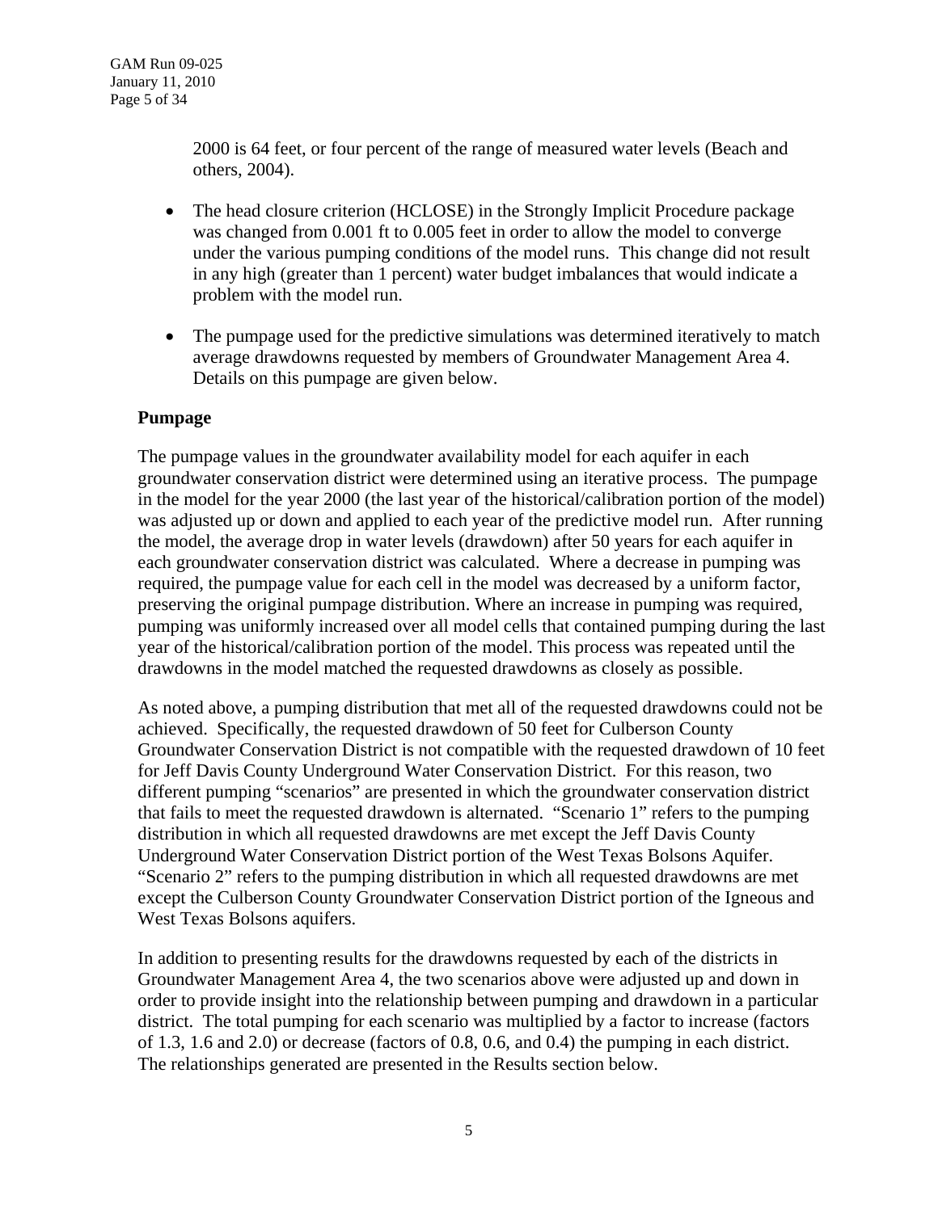2000 is 64 feet, or four percent of the range of measured water levels (Beach and others, 2004).

- The head closure criterion (HCLOSE) in the Strongly Implicit Procedure package was changed from 0.001 ft to 0.005 feet in order to allow the model to converge under the various pumping conditions of the model runs. This change did not result in any high (greater than 1 percent) water budget imbalances that would indicate a problem with the model run.

- The pumpage used for the predictive simulations was determined iteratively to match average drawdowns requested by members of Groundwater Management Area 4. Details on this pumpage are given below.

## Pumpage

The pumpage values in the groundwater availability model for each aquifer in each groundwater conservation district were determined using an iterative process. The pumpage in the model for the year 2000 (the last year of the historical/calibration portion of the model) was adjusted up or down and applied to each year of the predictive model run. After running the model, the average drop in water levels (drawdown) after 50 years for each aquifer in each groundwater conservation district was calculated. Where a decrease in pumping was required, the pumpage value for each cell in the model was decreased by a uniform factor, preserving the original pumpage distribution. Where an increase in pumping was required, pumping was uniformly increased over all model cells that contained pumping during the last year of the historical/calibration portion of the model. This process was repeated until the drawdowns in the model matched the requested drawdowns as closely as possible.

As noted above, a pumping distribution that met all of the requested drawdowns could not be achieved. Specifically, the requested drawdown of 50 feet for Culberson County Groundwater Conservation District is not compatible with the requested drawdown of 10 feet for Jeff Davis County Underground Water Conservation District. For this reason, two different pumping "scenarios" are presented in which the groundwater conservation district that fails to meet the requested drawdown is alternated. "Scenario 1" refers to the pumping distribution in which all requested drawdowns are met except the Jeff Davis County Underground Water Conservation District portion of the West Texas Bolsons Aquifer. "Scenario 2" refers to the pumping distribution in which all requested drawdowns are met except the Culberson County Groundwater Conservation District portion of the Igneous and West Texas Bolsons aquifers.

In addition to presenting results for the drawdowns requested by each of the districts in Groundwater Management Area 4, the two scenarios above were adjusted up and down in order to provide insight into the relationship between pumping and drawdown in a particular district. The total pumping for each scenario was multiplied by a factor to increase (factors of 1.3, 1.6 and 2.0) or decrease (factors of 0.8, 0.6, and 0.4) the pumping in each district. The relationships generated are presented in the Results section below.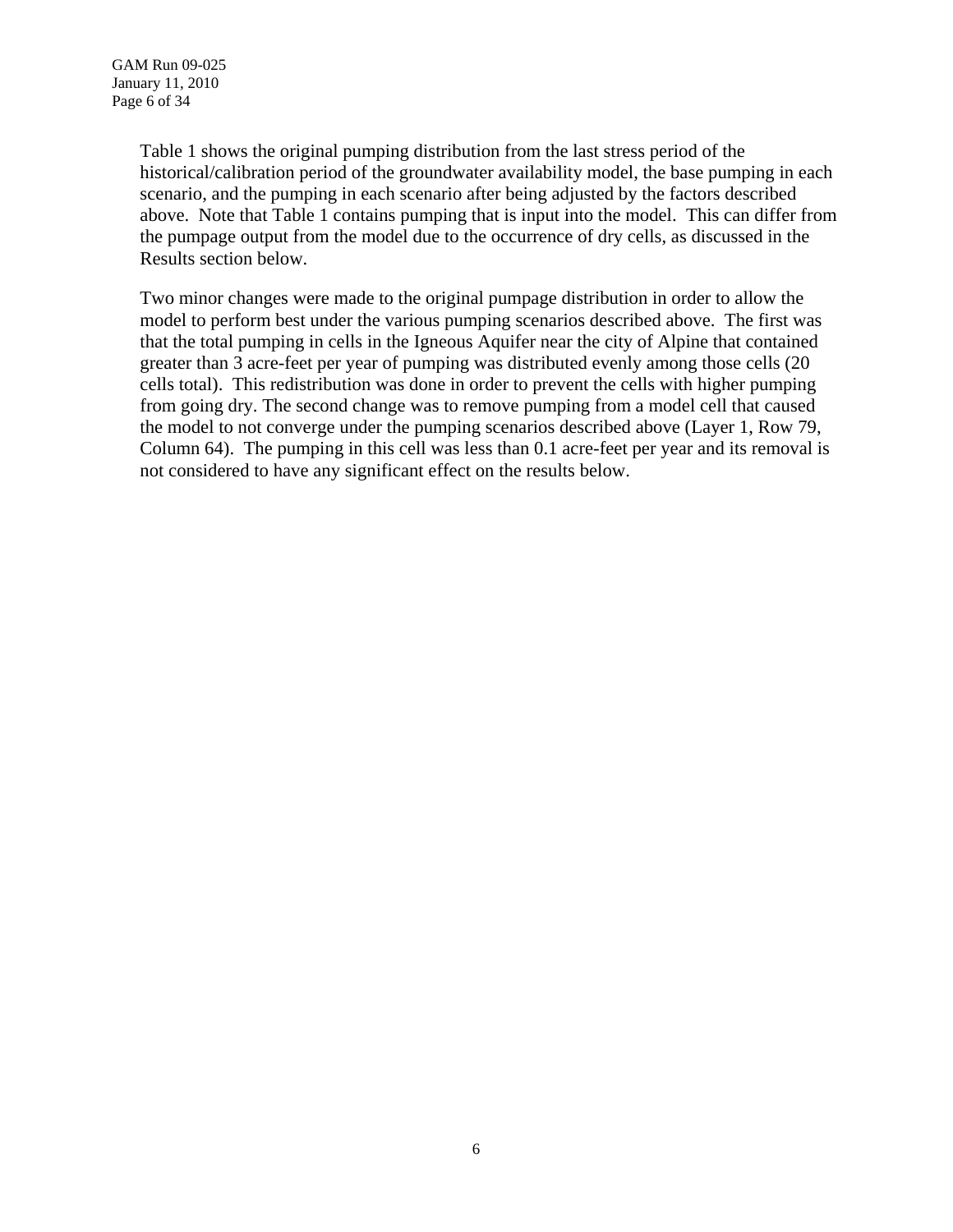Table 1 shows the original pumping distribution from the last stress period of the historical/calibration period of the groundwater availability model, the base pumping in each scenario, and the pumping in each scenario after being adjusted by the factors described above. Note that Table 1 contains pumping that is input into the model. This can differ from the pumpage output from the model due to the occurrence of dry cells, as discussed in the Results section below.

Two minor changes were made to the original pumpage distribution in order to allow the model to perform best under the various pumping scenarios described above. The first was that the total pumping in cells in the Igneous Aquifer near the city of Alpine that contained greater than 3 acre-feet per year of pumping was distributed evenly among those cells (20 cells total). This redistribution was done in order to prevent the cells with higher pumping from going dry. The second change was to remove pumping from a model cell that caused the model to not converge under the pumping scenarios described above (Layer 1, Row 79, Column 64). The pumping in this cell was less than 0.1 acre-feet per year and its removal is not considered to have any significant effect on the results below.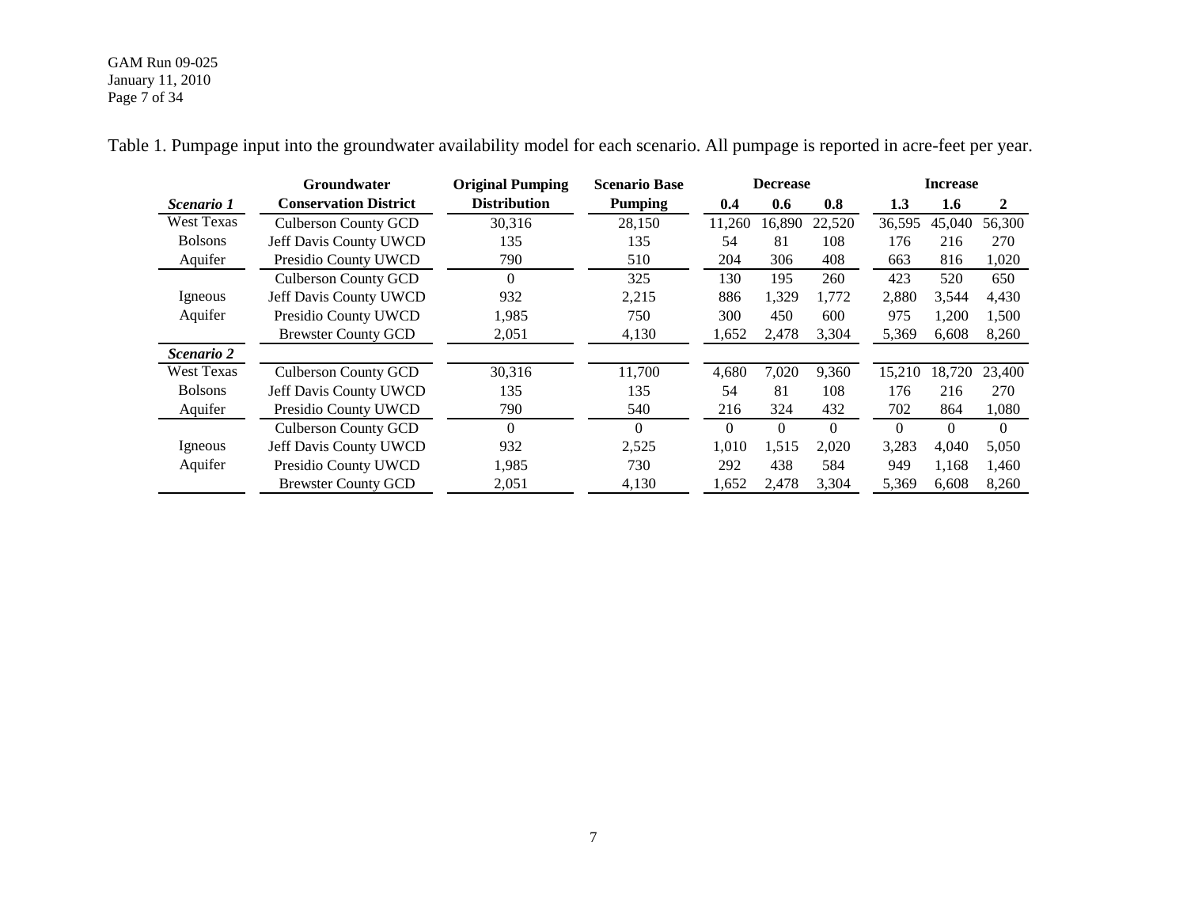Table 1. Pumpage input into the groundwater availability model for each scenario. All pumpage is reported in acre-feet per year.

| | Groundwater | Original Pumping | Scenario Base | Decrease | | | Increase | | |
|---|---|---|---|---|---|---|---|---|---|
| ***Scenario 1*** | **Conservation District** | **Distribution** | **Pumping** | **0.4** | **0.6** | **0.8** | **1.3** | **1.6** | **2** |
| West Texas Bolsons Aquifer | Culberson County GCD | 30,316 | 28,150 | 11,260 | 16,890 | 22,520 | 36,595 | 45,040 | 56,300 |
| | Jeff Davis County UWCD | 135 | 135 | 54 | 81 | 108 | 176 | 216 | 270 |
| | Presidio County UWCD | 790 | 510 | 204 | 306 | 408 | 663 | 816 | 1,020 |
| Igneous Aquifer | Culberson County GCD | 0 | 325 | 130 | 195 | 260 | 423 | 520 | 650 |
| | Jeff Davis County UWCD | 932 | 2,215 | 886 | 1,329 | 1,772 | 2,880 | 3,544 | 4,430 |
| | Presidio County UWCD | 1,985 | 750 | 300 | 450 | 600 | 975 | 1,200 | 1,500 |
| | Brewster County GCD | 2,051 | 4,130 | 1,652 | 2,478 | 3,304 | 5,369 | 6,608 | 8,260 |
| ***Scenario 2*** | | | | | | | | | |
| West Texas Bolsons Aquifer | Culberson County GCD | 30,316 | 11,700 | 4,680 | 7,020 | 9,360 | 15,210 | 18,720 | 23,400 |
| | Jeff Davis County UWCD | 135 | 135 | 54 | 81 | 108 | 176 | 216 | 270 |
| | Presidio County UWCD | 790 | 540 | 216 | 324 | 432 | 702 | 864 | 1,080 |
| Igneous Aquifer | Culberson County GCD | 0 | 0 | 0 | 0 | 0 | 0 | 0 | 0 |
| | Jeff Davis County UWCD | 932 | 2,525 | 1,010 | 1,515 | 2,020 | 3,283 | 4,040 | 5,050 |
| | Presidio County UWCD | 1,985 | 730 | 292 | 438 | 584 | 949 | 1,168 | 1,460 |
| | Brewster County GCD | 2,051 | 4,130 | 1,652 | 2,478 | 3,304 | 5,369 | 6,608 | 8,260 |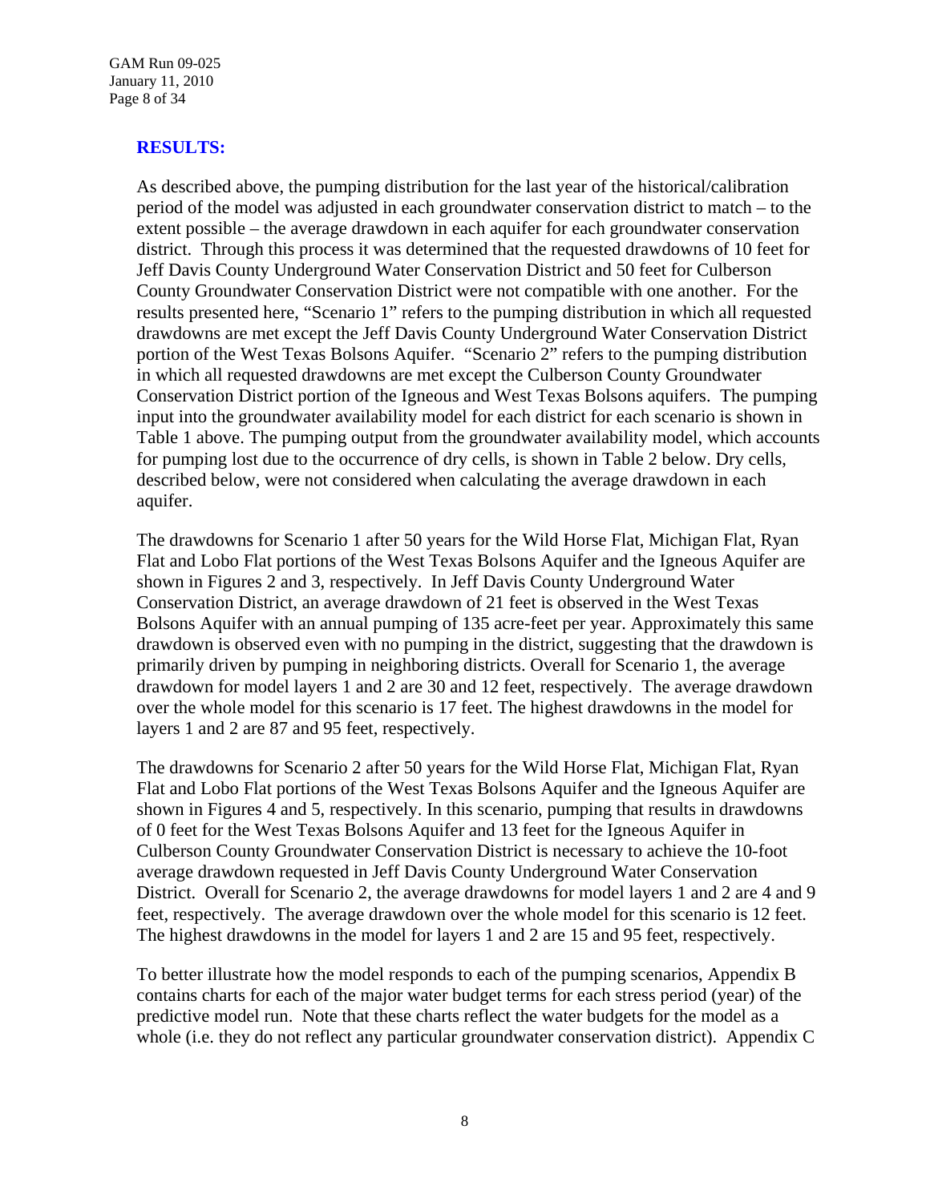## RESULTS:

As described above, the pumping distribution for the last year of the historical/calibration period of the model was adjusted in each groundwater conservation district to match – to the extent possible – the average drawdown in each aquifer for each groundwater conservation district. Through this process it was determined that the requested drawdowns of 10 feet for Jeff Davis County Underground Water Conservation District and 50 feet for Culberson County Groundwater Conservation District were not compatible with one another. For the results presented here, "Scenario 1" refers to the pumping distribution in which all requested drawdowns are met except the Jeff Davis County Underground Water Conservation District portion of the West Texas Bolsons Aquifer. "Scenario 2" refers to the pumping distribution in which all requested drawdowns are met except the Culberson County Groundwater Conservation District portion of the Igneous and West Texas Bolsons aquifers. The pumping input into the groundwater availability model for each district for each scenario is shown in Table 1 above. The pumping output from the groundwater availability model, which accounts for pumping lost due to the occurrence of dry cells, is shown in Table 2 below. Dry cells, described below, were not considered when calculating the average drawdown in each aquifer.

The drawdowns for Scenario 1 after 50 years for the Wild Horse Flat, Michigan Flat, Ryan Flat and Lobo Flat portions of the West Texas Bolsons Aquifer and the Igneous Aquifer are shown in Figures 2 and 3, respectively. In Jeff Davis County Underground Water Conservation District, an average drawdown of 21 feet is observed in the West Texas Bolsons Aquifer with an annual pumping of 135 acre-feet per year. Approximately this same drawdown is observed even with no pumping in the district, suggesting that the drawdown is primarily driven by pumping in neighboring districts. Overall for Scenario 1, the average drawdown for model layers 1 and 2 are 30 and 12 feet, respectively. The average drawdown over the whole model for this scenario is 17 feet. The highest drawdowns in the model for layers 1 and 2 are 87 and 95 feet, respectively.

The drawdowns for Scenario 2 after 50 years for the Wild Horse Flat, Michigan Flat, Ryan Flat and Lobo Flat portions of the West Texas Bolsons Aquifer and the Igneous Aquifer are shown in Figures 4 and 5, respectively. In this scenario, pumping that results in drawdowns of 0 feet for the West Texas Bolsons Aquifer and 13 feet for the Igneous Aquifer in Culberson County Groundwater Conservation District is necessary to achieve the 10-foot average drawdown requested in Jeff Davis County Underground Water Conservation District. Overall for Scenario 2, the average drawdowns for model layers 1 and 2 are 4 and 9 feet, respectively. The average drawdown over the whole model for this scenario is 12 feet. The highest drawdowns in the model for layers 1 and 2 are 15 and 95 feet, respectively.

To better illustrate how the model responds to each of the pumping scenarios, Appendix B contains charts for each of the major water budget terms for each stress period (year) of the predictive model run. Note that these charts reflect the water budgets for the model as a whole (i.e. they do not reflect any particular groundwater conservation district). Appendix C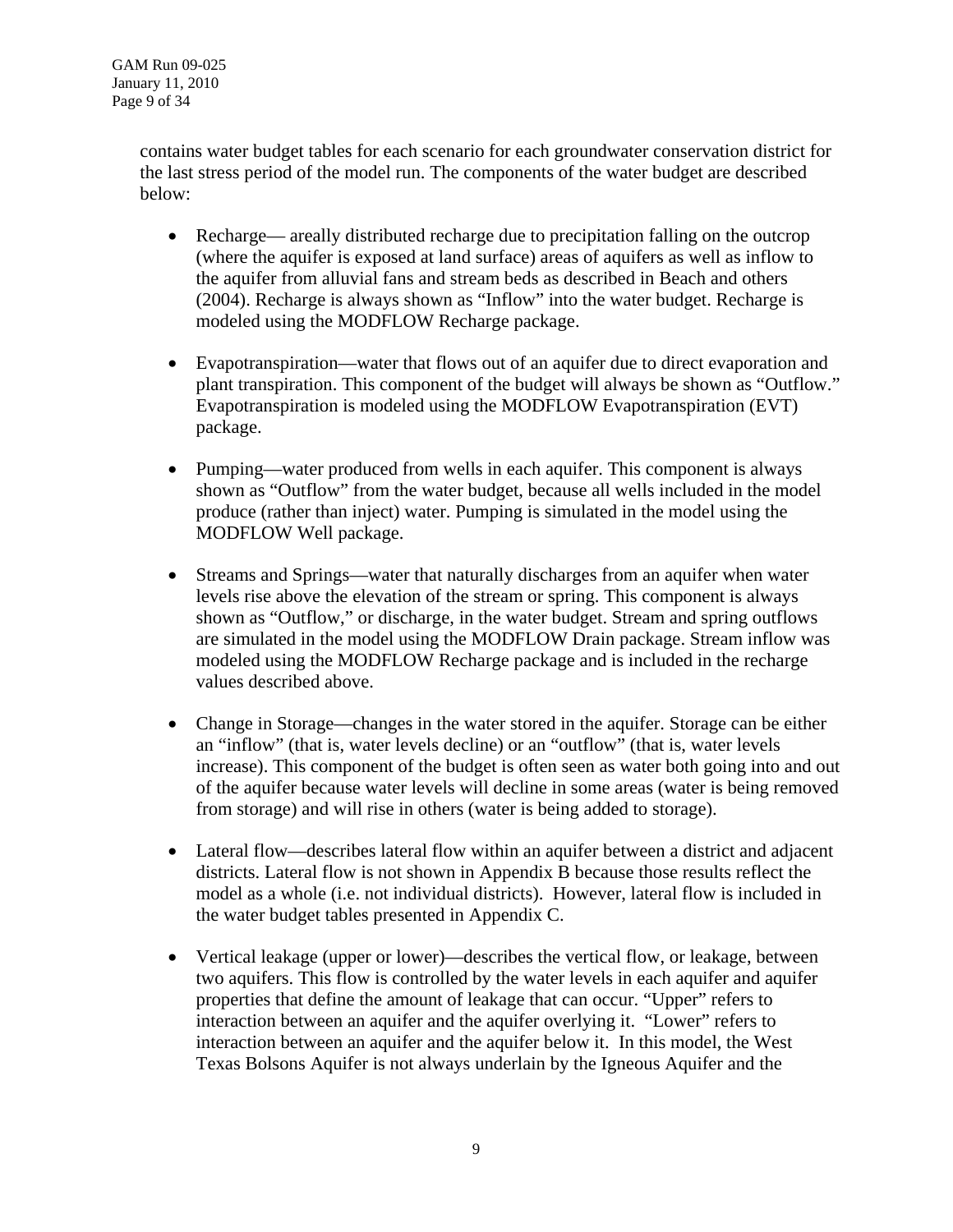contains water budget tables for each scenario for each groundwater conservation district for the last stress period of the model run. The components of the water budget are described below:

- Recharge— areally distributed recharge due to precipitation falling on the outcrop (where the aquifer is exposed at land surface) areas of aquifers as well as inflow to the aquifer from alluvial fans and stream beds as described in Beach and others (2004). Recharge is always shown as "Inflow" into the water budget. Recharge is modeled using the MODFLOW Recharge package.

- Evapotranspiration—water that flows out of an aquifer due to direct evaporation and plant transpiration. This component of the budget will always be shown as "Outflow." Evapotranspiration is modeled using the MODFLOW Evapotranspiration (EVT) package.

- Pumping—water produced from wells in each aquifer. This component is always shown as "Outflow" from the water budget, because all wells included in the model produce (rather than inject) water. Pumping is simulated in the model using the MODFLOW Well package.

- Streams and Springs—water that naturally discharges from an aquifer when water levels rise above the elevation of the stream or spring. This component is always shown as "Outflow," or discharge, in the water budget. Stream and spring outflows are simulated in the model using the MODFLOW Drain package. Stream inflow was modeled using the MODFLOW Recharge package and is included in the recharge values described above.

- Change in Storage—changes in the water stored in the aquifer. Storage can be either an "inflow" (that is, water levels decline) or an "outflow" (that is, water levels increase). This component of the budget is often seen as water both going into and out of the aquifer because water levels will decline in some areas (water is being removed from storage) and will rise in others (water is being added to storage).

- Lateral flow—describes lateral flow within an aquifer between a district and adjacent districts. Lateral flow is not shown in Appendix B because those results reflect the model as a whole (i.e. not individual districts). However, lateral flow is included in the water budget tables presented in Appendix C.

- Vertical leakage (upper or lower)—describes the vertical flow, or leakage, between two aquifers. This flow is controlled by the water levels in each aquifer and aquifer properties that define the amount of leakage that can occur. "Upper" refers to interaction between an aquifer and the aquifer overlying it. "Lower" refers to interaction between an aquifer and the aquifer below it. In this model, the West Texas Bolsons Aquifer is not always underlain by the Igneous Aquifer and the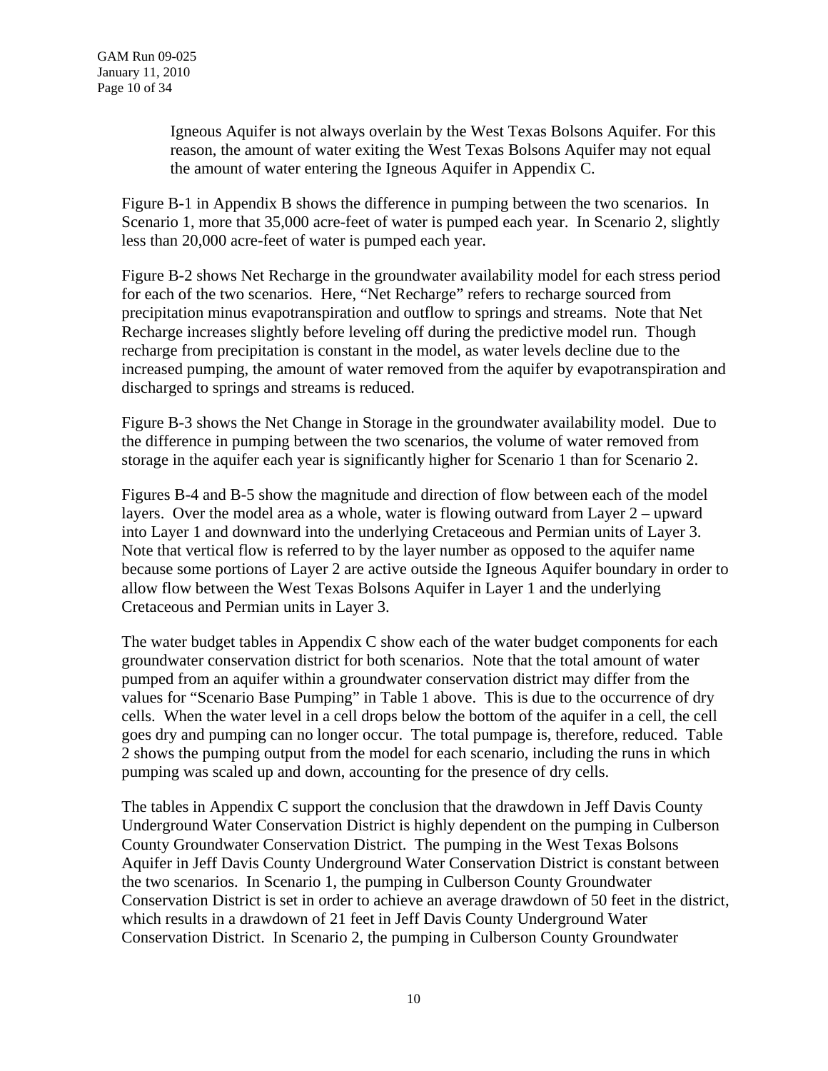Igneous Aquifer is not always overlain by the West Texas Bolsons Aquifer. For this reason, the amount of water exiting the West Texas Bolsons Aquifer may not equal the amount of water entering the Igneous Aquifer in Appendix C.

Figure B-1 in Appendix B shows the difference in pumping between the two scenarios. In Scenario 1, more that 35,000 acre-feet of water is pumped each year. In Scenario 2, slightly less than 20,000 acre-feet of water is pumped each year.

Figure B-2 shows Net Recharge in the groundwater availability model for each stress period for each of the two scenarios. Here, "Net Recharge" refers to recharge sourced from precipitation minus evapotranspiration and outflow to springs and streams. Note that Net Recharge increases slightly before leveling off during the predictive model run. Though recharge from precipitation is constant in the model, as water levels decline due to the increased pumping, the amount of water removed from the aquifer by evapotranspiration and discharged to springs and streams is reduced.

Figure B-3 shows the Net Change in Storage in the groundwater availability model. Due to the difference in pumping between the two scenarios, the volume of water removed from storage in the aquifer each year is significantly higher for Scenario 1 than for Scenario 2.

Figures B-4 and B-5 show the magnitude and direction of flow between each of the model layers. Over the model area as a whole, water is flowing outward from Layer 2 – upward into Layer 1 and downward into the underlying Cretaceous and Permian units of Layer 3. Note that vertical flow is referred to by the layer number as opposed to the aquifer name because some portions of Layer 2 are active outside the Igneous Aquifer boundary in order to allow flow between the West Texas Bolsons Aquifer in Layer 1 and the underlying Cretaceous and Permian units in Layer 3.

The water budget tables in Appendix C show each of the water budget components for each groundwater conservation district for both scenarios. Note that the total amount of water pumped from an aquifer within a groundwater conservation district may differ from the values for "Scenario Base Pumping" in Table 1 above. This is due to the occurrence of dry cells. When the water level in a cell drops below the bottom of the aquifer in a cell, the cell goes dry and pumping can no longer occur. The total pumpage is, therefore, reduced. Table 2 shows the pumping output from the model for each scenario, including the runs in which pumping was scaled up and down, accounting for the presence of dry cells.

The tables in Appendix C support the conclusion that the drawdown in Jeff Davis County Underground Water Conservation District is highly dependent on the pumping in Culberson County Groundwater Conservation District. The pumping in the West Texas Bolsons Aquifer in Jeff Davis County Underground Water Conservation District is constant between the two scenarios. In Scenario 1, the pumping in Culberson County Groundwater Conservation District is set in order to achieve an average drawdown of 50 feet in the district, which results in a drawdown of 21 feet in Jeff Davis County Underground Water Conservation District. In Scenario 2, the pumping in Culberson County Groundwater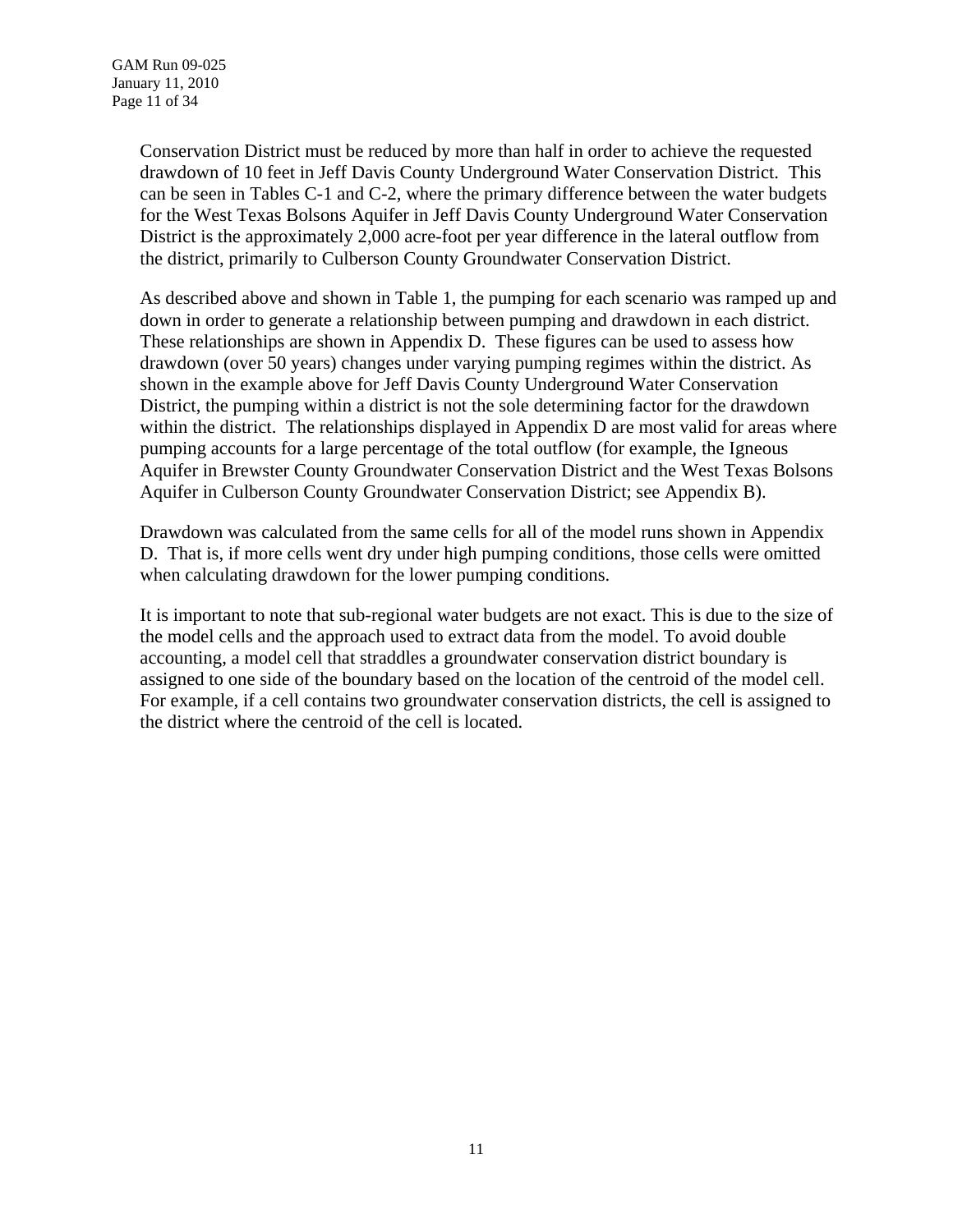Conservation District must be reduced by more than half in order to achieve the requested drawdown of 10 feet in Jeff Davis County Underground Water Conservation District. This can be seen in Tables C-1 and C-2, where the primary difference between the water budgets for the West Texas Bolsons Aquifer in Jeff Davis County Underground Water Conservation District is the approximately 2,000 acre-foot per year difference in the lateral outflow from the district, primarily to Culberson County Groundwater Conservation District.

As described above and shown in Table 1, the pumping for each scenario was ramped up and down in order to generate a relationship between pumping and drawdown in each district. These relationships are shown in Appendix D. These figures can be used to assess how drawdown (over 50 years) changes under varying pumping regimes within the district. As shown in the example above for Jeff Davis County Underground Water Conservation District, the pumping within a district is not the sole determining factor for the drawdown within the district. The relationships displayed in Appendix D are most valid for areas where pumping accounts for a large percentage of the total outflow (for example, the Igneous Aquifer in Brewster County Groundwater Conservation District and the West Texas Bolsons Aquifer in Culberson County Groundwater Conservation District; see Appendix B).

Drawdown was calculated from the same cells for all of the model runs shown in Appendix D. That is, if more cells went dry under high pumping conditions, those cells were omitted when calculating drawdown for the lower pumping conditions.

It is important to note that sub-regional water budgets are not exact. This is due to the size of the model cells and the approach used to extract data from the model. To avoid double accounting, a model cell that straddles a groundwater conservation district boundary is assigned to one side of the boundary based on the location of the centroid of the model cell. For example, if a cell contains two groundwater conservation districts, the cell is assigned to the district where the centroid of the cell is located.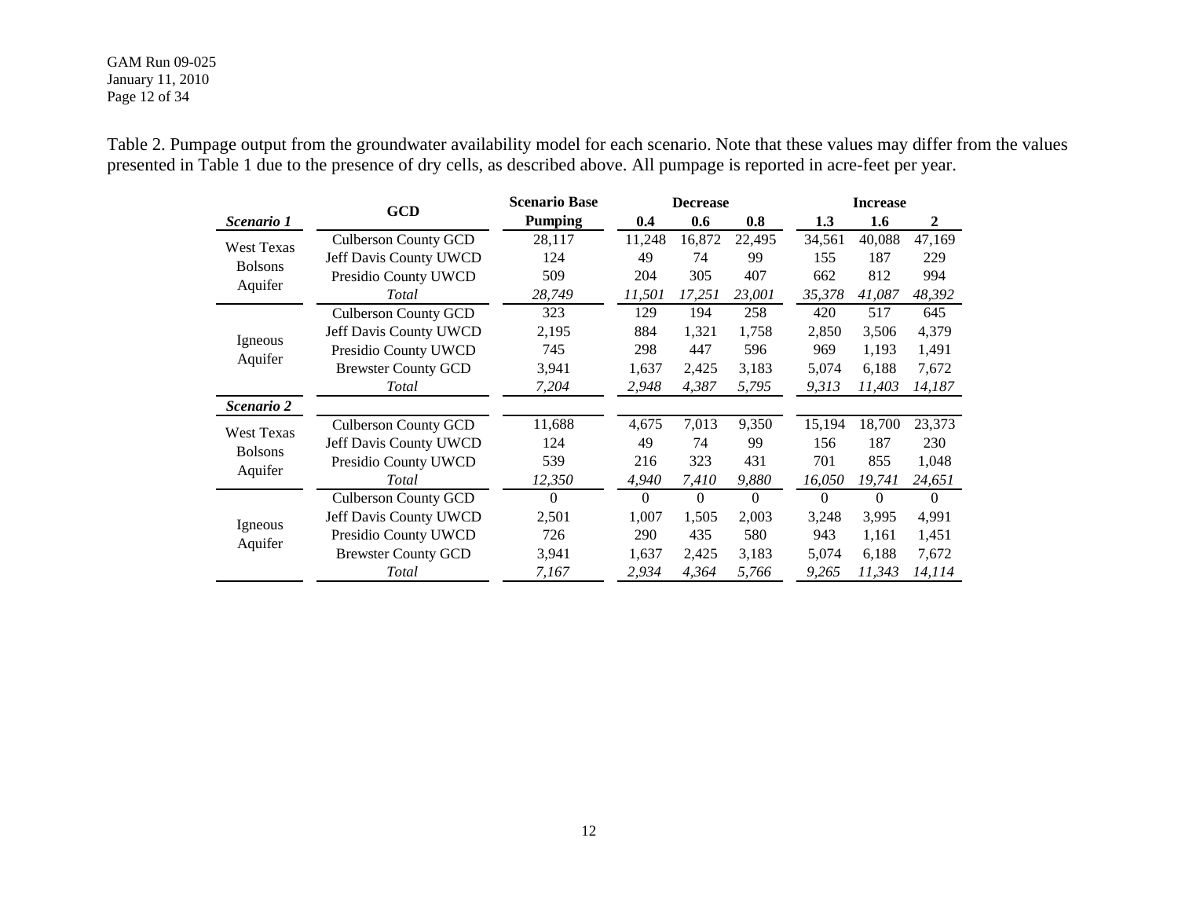Table 2. Pumpage output from the groundwater availability model for each scenario. Note that these values may differ from the values presented in Table 1 due to the presence of dry cells, as described above. All pumpage is reported in acre-feet per year.

| | GCD | Scenario Base | Decrease | | | Increase | | |
|---|---|---|---|---|---|---|---|---|
| ***Scenario 1*** | | **Pumping** | **0.4** | **0.6** | **0.8** | **1.3** | **1.6** | **2** |
| West Texas Bolsons Aquifer | Culberson County GCD | 28,117 | 11,248 | 16,872 | 22,495 | 34,561 | 40,088 | 47,169 |
| | Jeff Davis County UWCD | 124 | 49 | 74 | 99 | 155 | 187 | 229 |
| | Presidio County UWCD | 509 | 204 | 305 | 407 | 662 | 812 | 994 |
| | *Total* | *28,749* | *11,501* | *17,251* | *23,001* | *35,378* | *41,087* | *48,392* |
| Igneous Aquifer | Culberson County GCD | 323 | 129 | 194 | 258 | 420 | 517 | 645 |
| | Jeff Davis County UWCD | 2,195 | 884 | 1,321 | 1,758 | 2,850 | 3,506 | 4,379 |
| | Presidio County UWCD | 745 | 298 | 447 | 596 | 969 | 1,193 | 1,491 |
| | Brewster County GCD | 3,941 | 1,637 | 2,425 | 3,183 | 5,074 | 6,188 | 7,672 |
| | *Total* | *7,204* | *2,948* | *4,387* | *5,795* | *9,313* | *11,403* | *14,187* |
| ***Scenario 2*** | | | | | | | | |
| West Texas Bolsons Aquifer | Culberson County GCD | 11,688 | 4,675 | 7,013 | 9,350 | 15,194 | 18,700 | 23,373 |
| | Jeff Davis County UWCD | 124 | 49 | 74 | 99 | 156 | 187 | 230 |
| | Presidio County UWCD | 539 | 216 | 323 | 431 | 701 | 855 | 1,048 |
| | *Total* | *12,350* | *4,940* | *7,410* | *9,880* | *16,050* | *19,741* | *24,651* |
| Igneous Aquifer | Culberson County GCD | 0 | 0 | 0 | 0 | 0 | 0 | 0 |
| | Jeff Davis County UWCD | 2,501 | 1,007 | 1,505 | 2,003 | 3,248 | 3,995 | 4,991 |
| | Presidio County UWCD | 726 | 290 | 435 | 580 | 943 | 1,161 | 1,451 |
| | Brewster County GCD | 3,941 | 1,637 | 2,425 | 3,183 | 5,074 | 6,188 | 7,672 |
| | *Total* | *7,167* | *2,934* | *4,364* | *5,766* | *9,265* | *11,343* | *14,114* |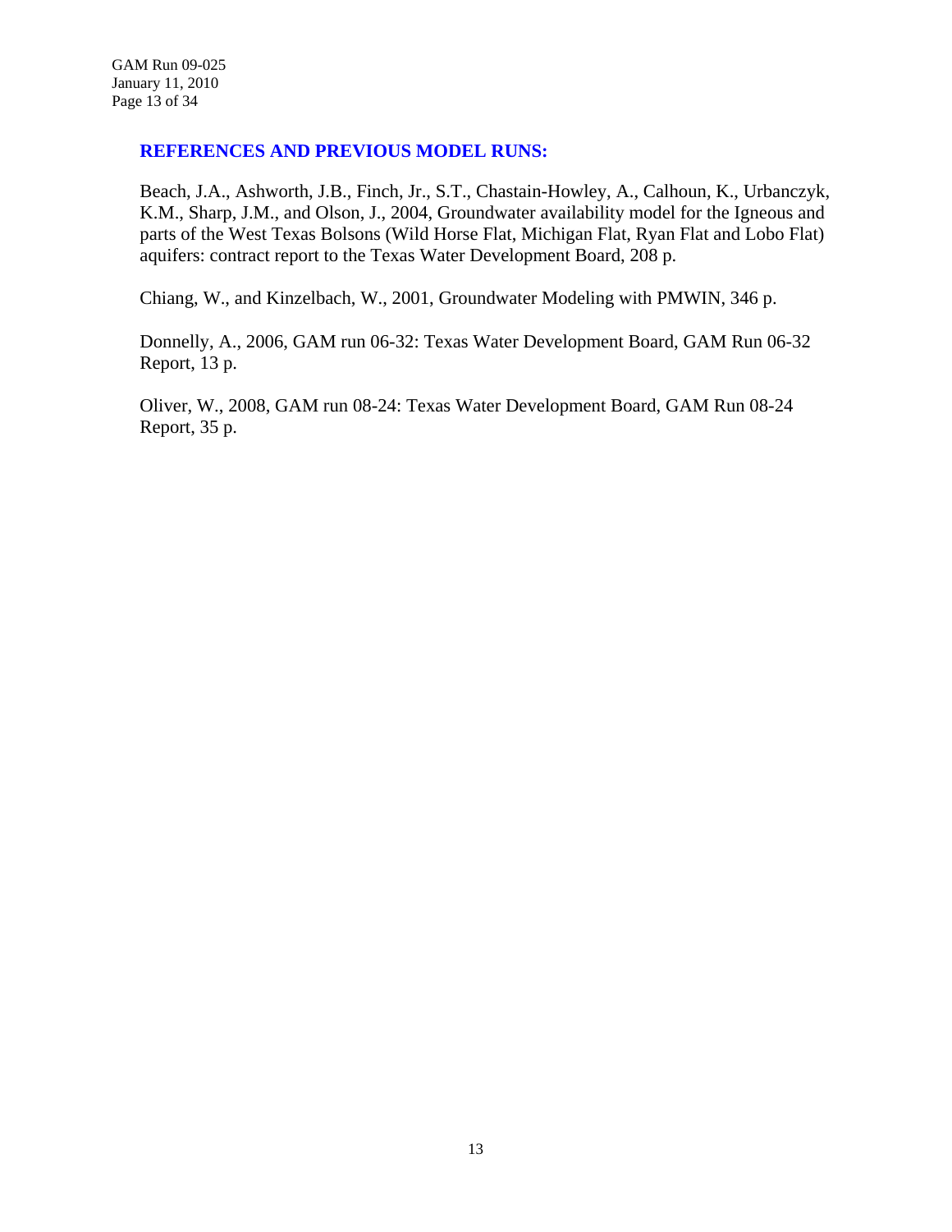## REFERENCES AND PREVIOUS MODEL RUNS:

Beach, J.A., Ashworth, J.B., Finch, Jr., S.T., Chastain-Howley, A., Calhoun, K., Urbanczyk, K.M., Sharp, J.M., and Olson, J., 2004, Groundwater availability model for the Igneous and parts of the West Texas Bolsons (Wild Horse Flat, Michigan Flat, Ryan Flat and Lobo Flat) aquifers: contract report to the Texas Water Development Board, 208 p.

Chiang, W., and Kinzelbach, W., 2001, Groundwater Modeling with PMWIN, 346 p.

Donnelly, A., 2006, GAM run 06-32: Texas Water Development Board, GAM Run 06-32 Report, 13 p.

Oliver, W., 2008, GAM run 08-24: Texas Water Development Board, GAM Run 08-24 Report, 35 p.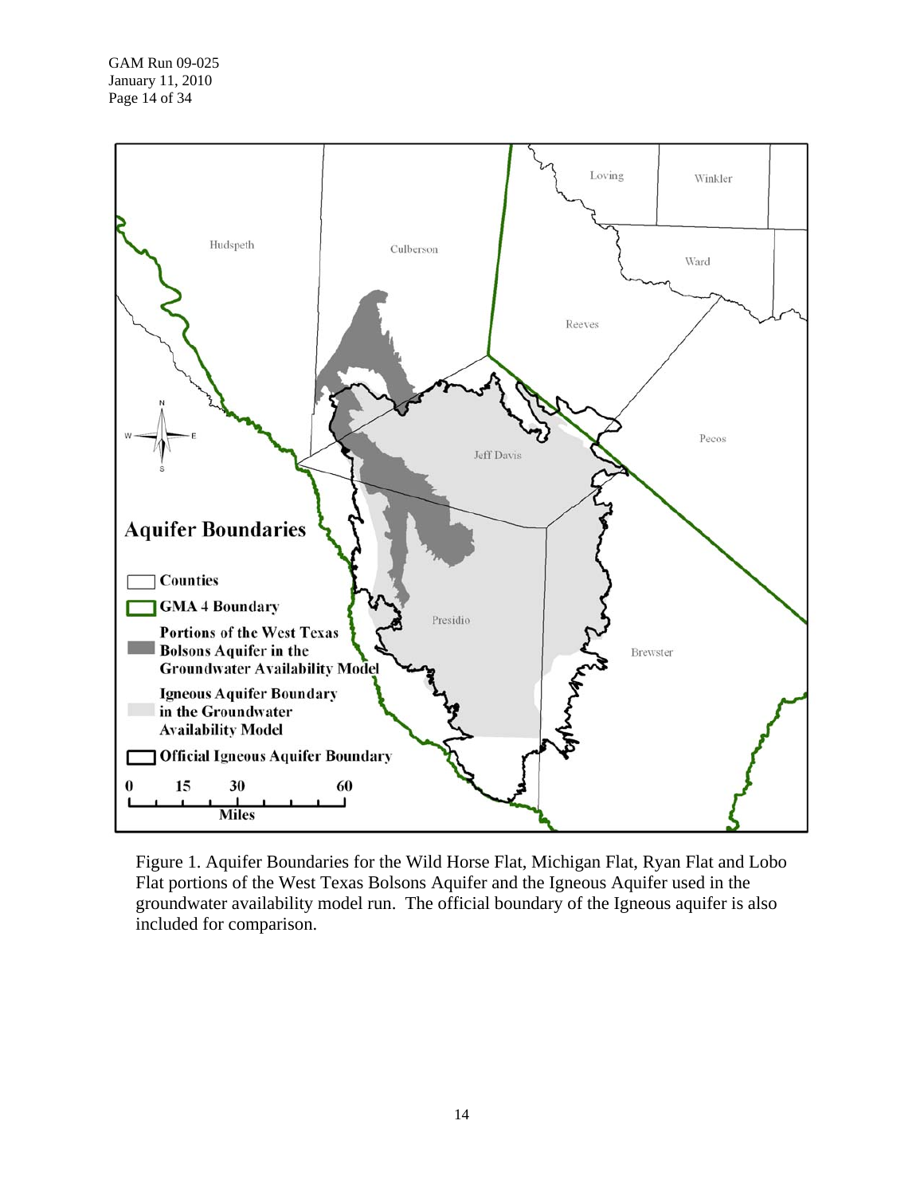Figure 1. Aquifer Boundaries for the Wild Horse Flat, Michigan Flat, Ryan Flat and Lobo Flat portions of the West Texas Bolsons Aquifer and the Igneous Aquifer used in the groundwater availability model run. The official boundary of the Igneous aquifer is also included for comparison.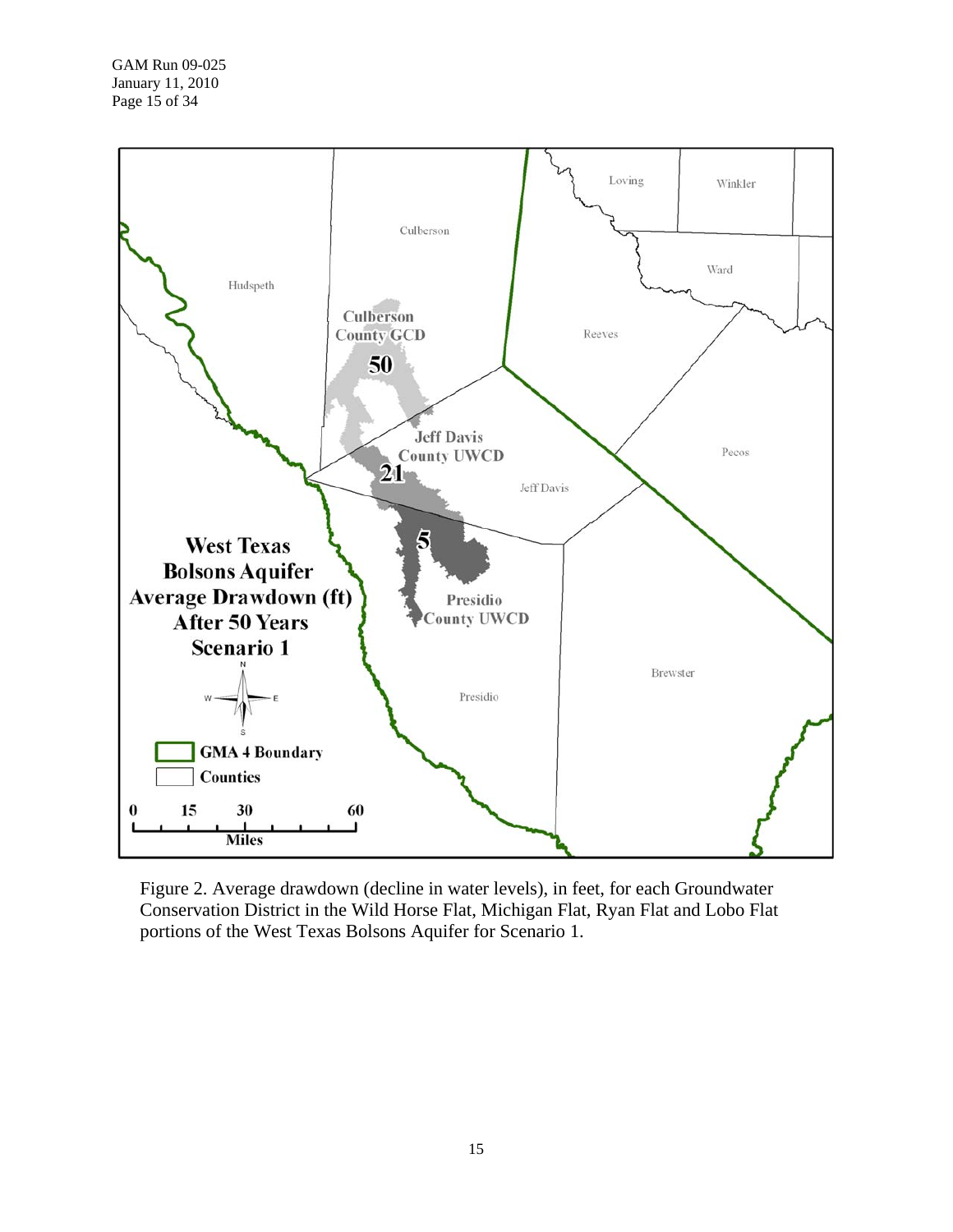Figure 2. Average drawdown (decline in water levels), in feet, for each Groundwater Conservation District in the Wild Horse Flat, Michigan Flat, Ryan Flat and Lobo Flat portions of the West Texas Bolsons Aquifer for Scenario 1.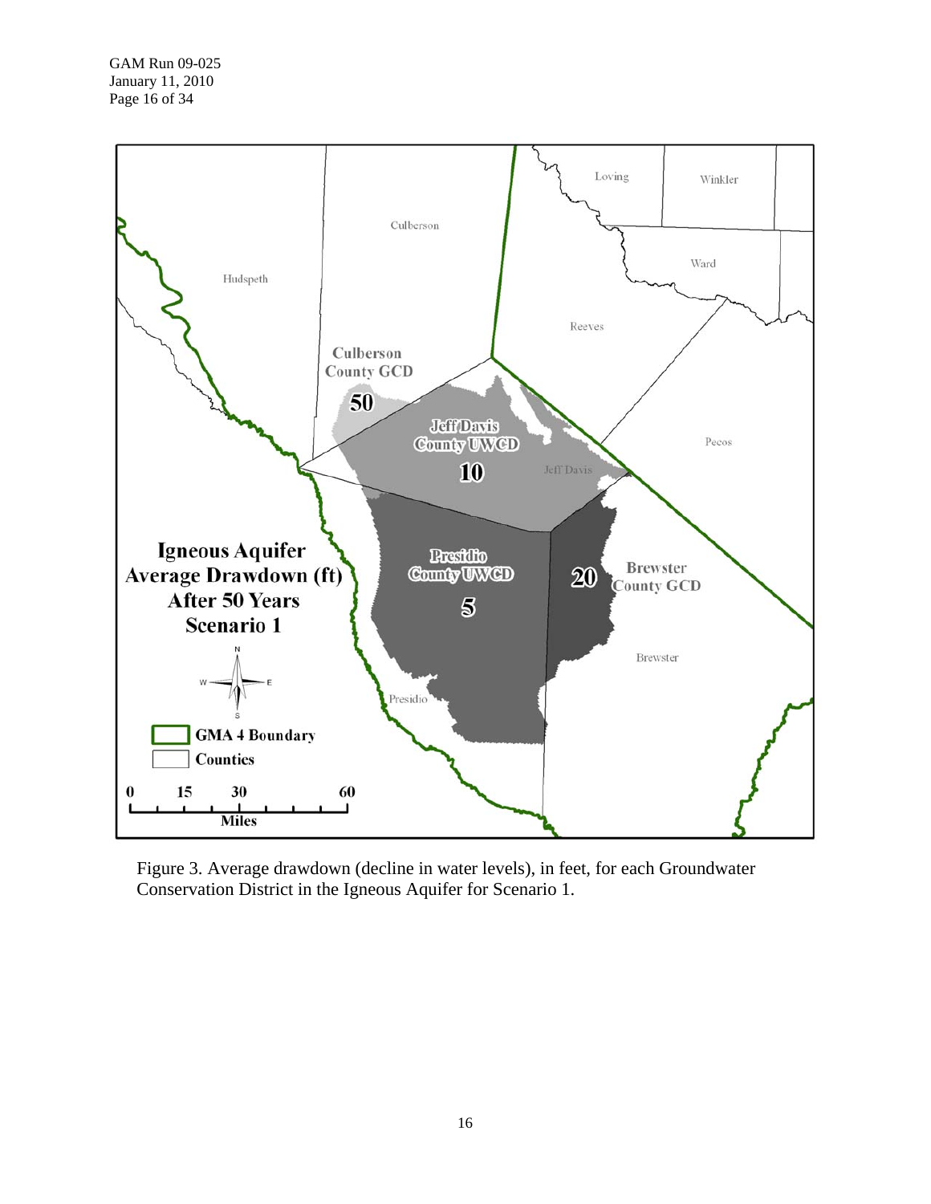Figure 3. Average drawdown (decline in water levels), in feet, for each Groundwater Conservation District in the Igneous Aquifer for Scenario 1.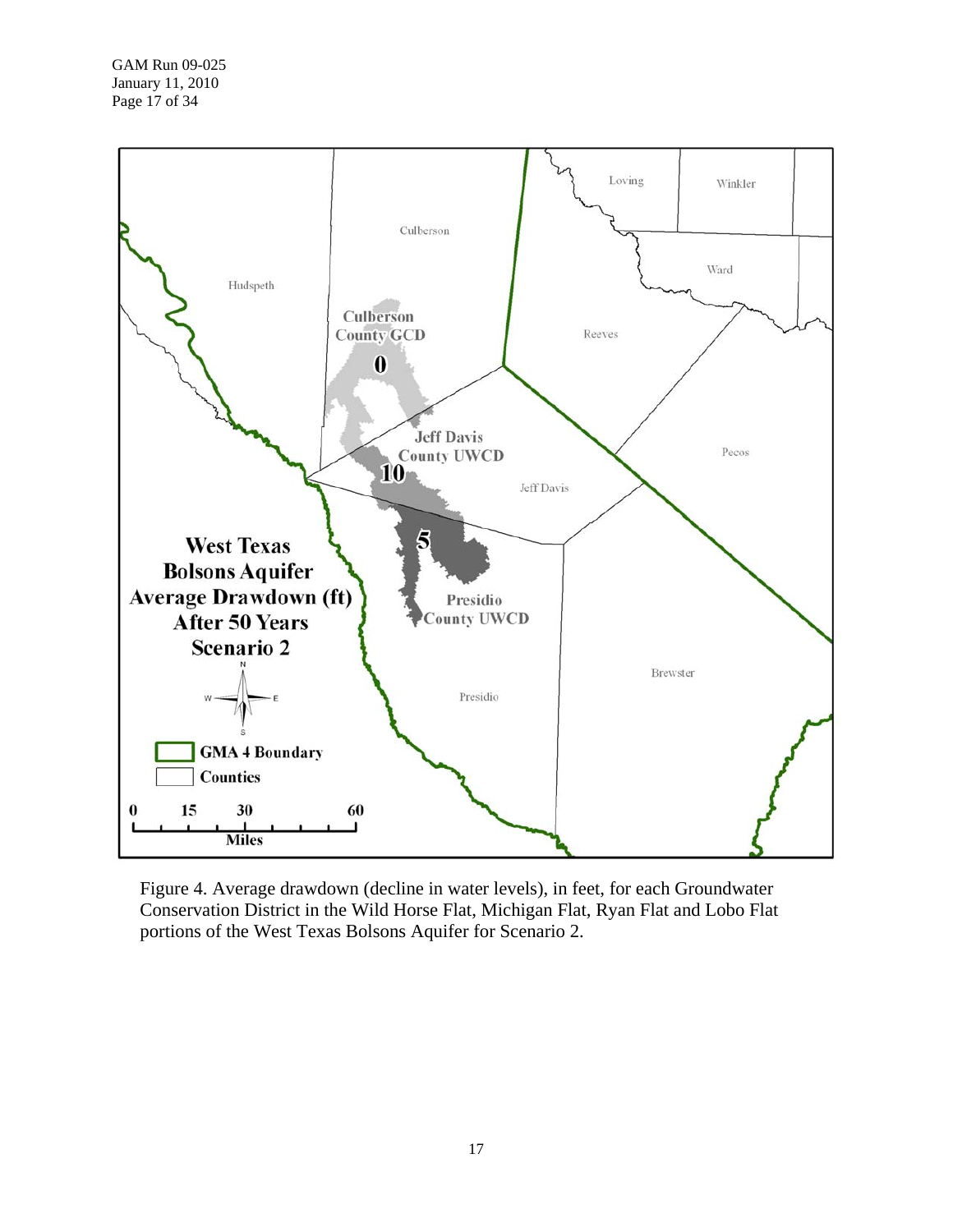Figure 4. Average drawdown (decline in water levels), in feet, for each Groundwater Conservation District in the Wild Horse Flat, Michigan Flat, Ryan Flat and Lobo Flat portions of the West Texas Bolsons Aquifer for Scenario 2.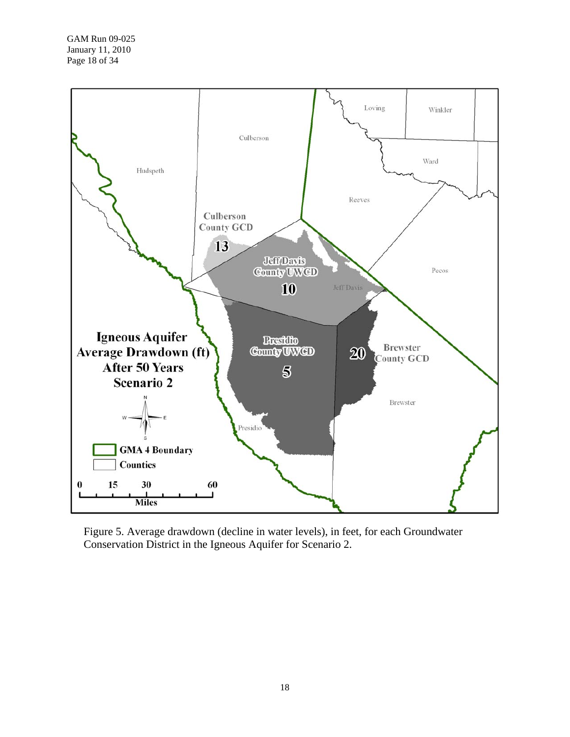Figure 5. Average drawdown (decline in water levels), in feet, for each Groundwater Conservation District in the Igneous Aquifer for Scenario 2.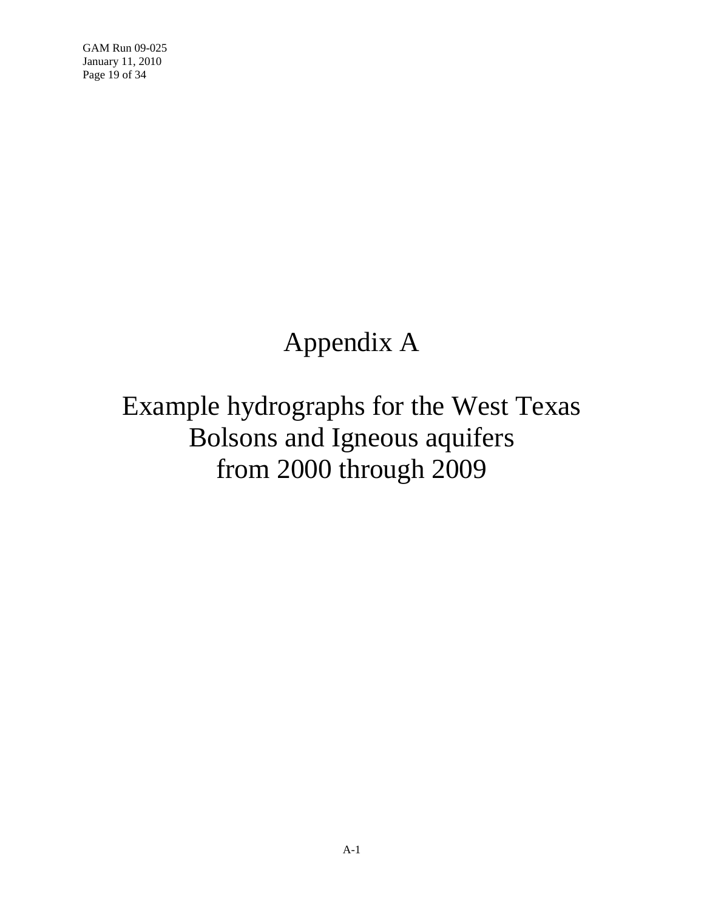# Appendix A

# Example hydrographs for the West Texas Bolsons and Igneous aquifers from 2000 through 2009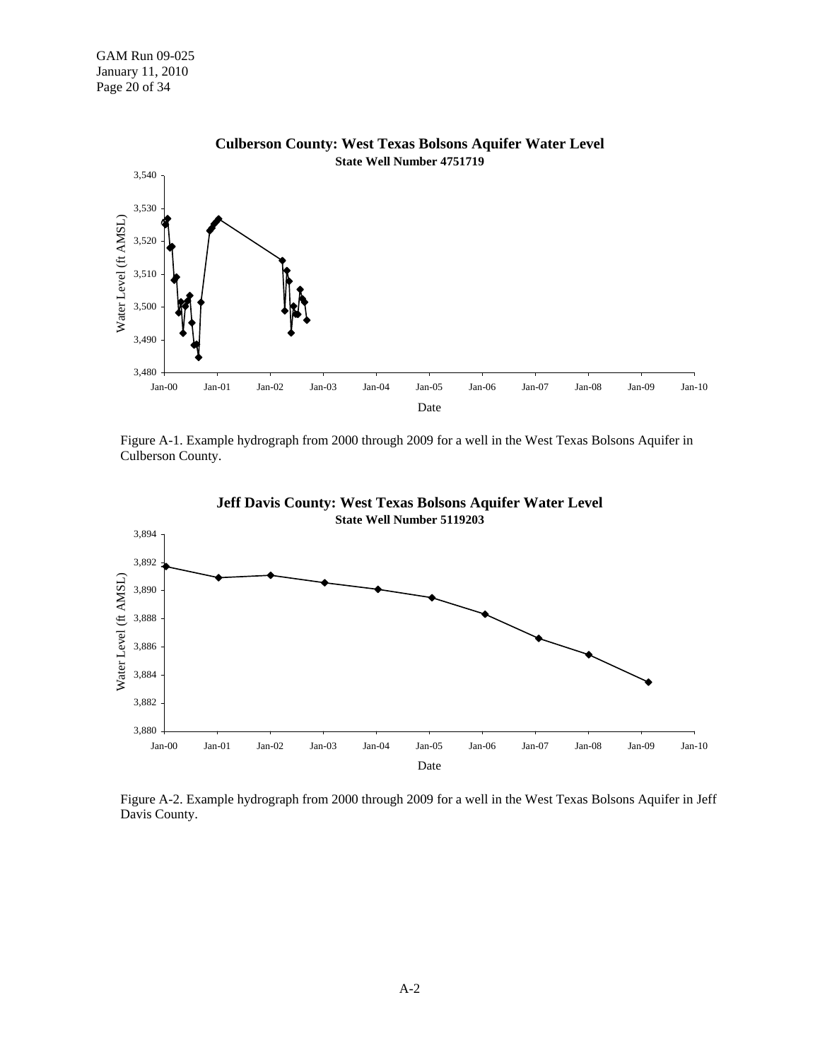**Culberson County: West Texas Bolsons Aquifer Water Level**
**State Well Number 4751719**

Figure A-1. Example hydrograph from 2000 through 2009 for a well in the West Texas Bolsons Aquifer in Culberson County.

**Jeff Davis County: West Texas Bolsons Aquifer Water Level**
**State Well Number 5119203**

Figure A-2. Example hydrograph from 2000 through 2009 for a well in the West Texas Bolsons Aquifer in Jeff Davis County.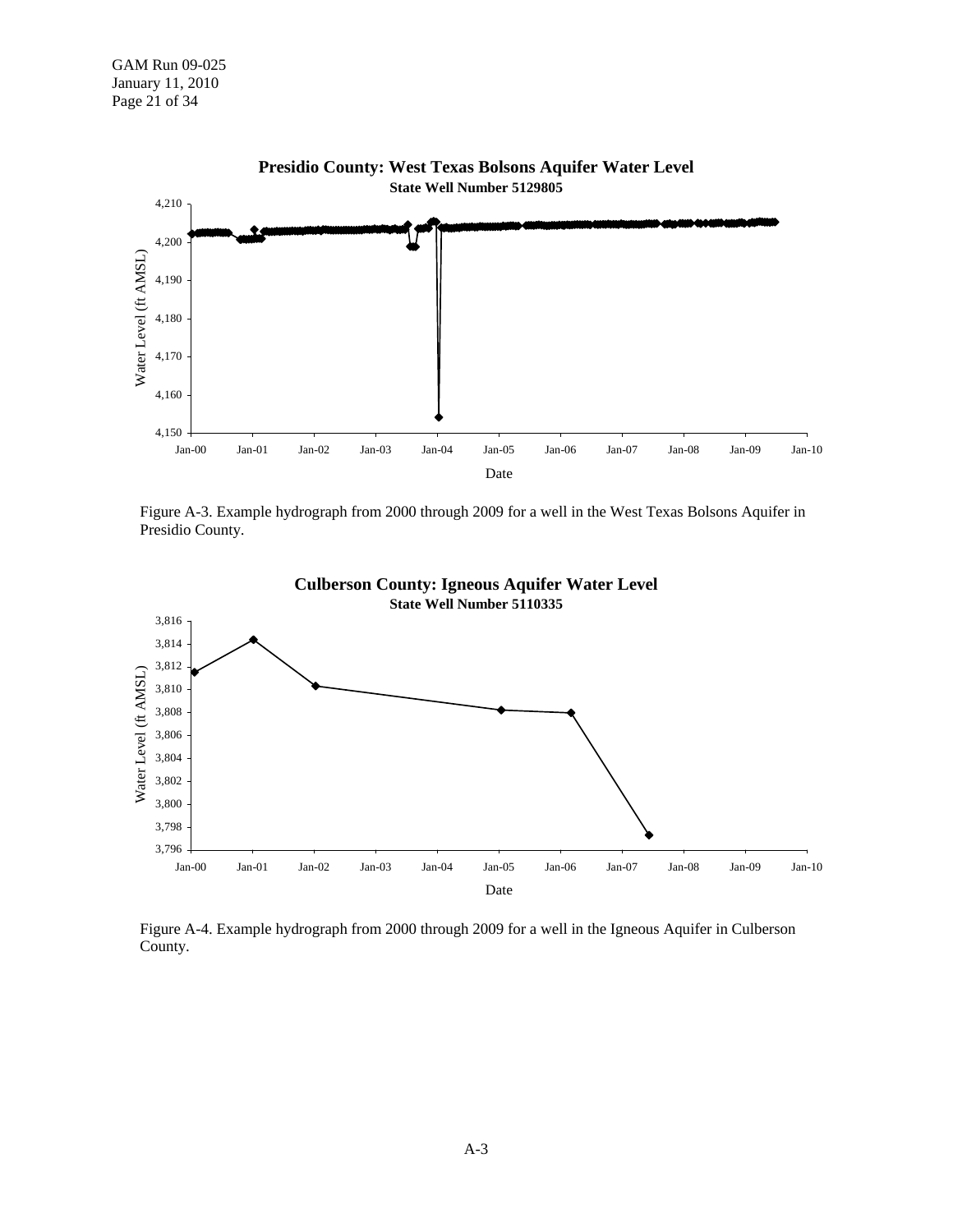**Presidio County: West Texas Bolsons Aquifer Water Level**
**State Well Number 5129805**

Figure A-3. Example hydrograph from 2000 through 2009 for a well in the West Texas Bolsons Aquifer in Presidio County.

**Culberson County: Igneous Aquifer Water Level**
**State Well Number 5110335**

Figure A-4. Example hydrograph from 2000 through 2009 for a well in the Igneous Aquifer in Culberson County.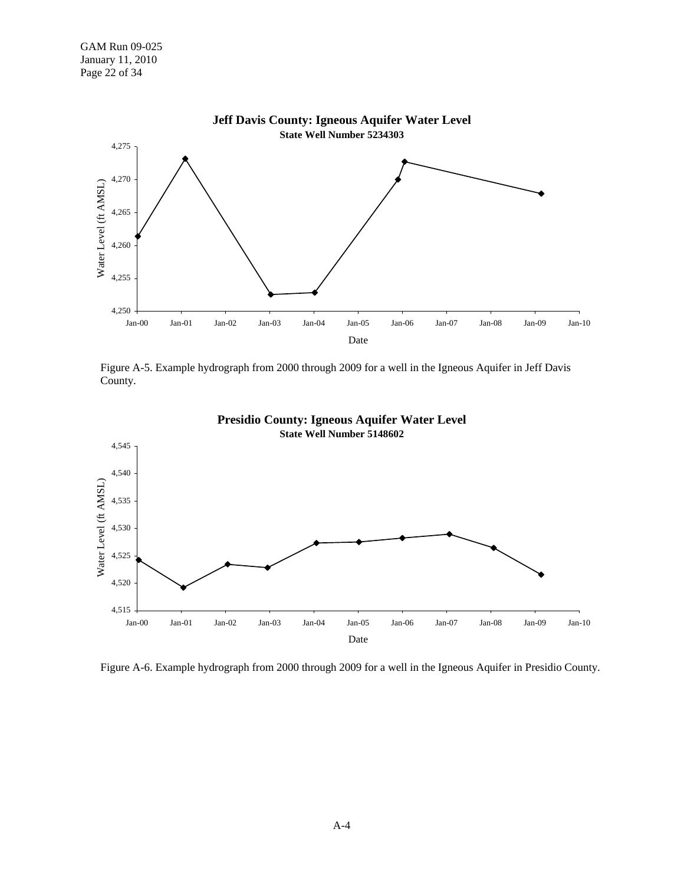**Jeff Davis County: Igneous Aquifer Water Level**
**State Well Number 5234303**

Water Level (ft AMSL)

4,275
4,270
4,265
4,260
4,255
4,250

Jan-00 Jan-01 Jan-02 Jan-03 Jan-04 Jan-05 Jan-06 Jan-07 Jan-08 Jan-09 Jan-10

Date

Figure A-5. Example hydrograph from 2000 through 2009 for a well in the Igneous Aquifer in Jeff Davis County.

**Presidio County: Igneous Aquifer Water Level**
**State Well Number 5148602**

Water Level (ft AMSL)

4,545
4,540
4,535
4,530
4,525
4,520
4,515

Jan-00 Jan-01 Jan-02 Jan-03 Jan-04 Jan-05 Jan-06 Jan-07 Jan-08 Jan-09 Jan-10

Date

Figure A-6. Example hydrograph from 2000 through 2009 for a well in the Igneous Aquifer in Presidio County.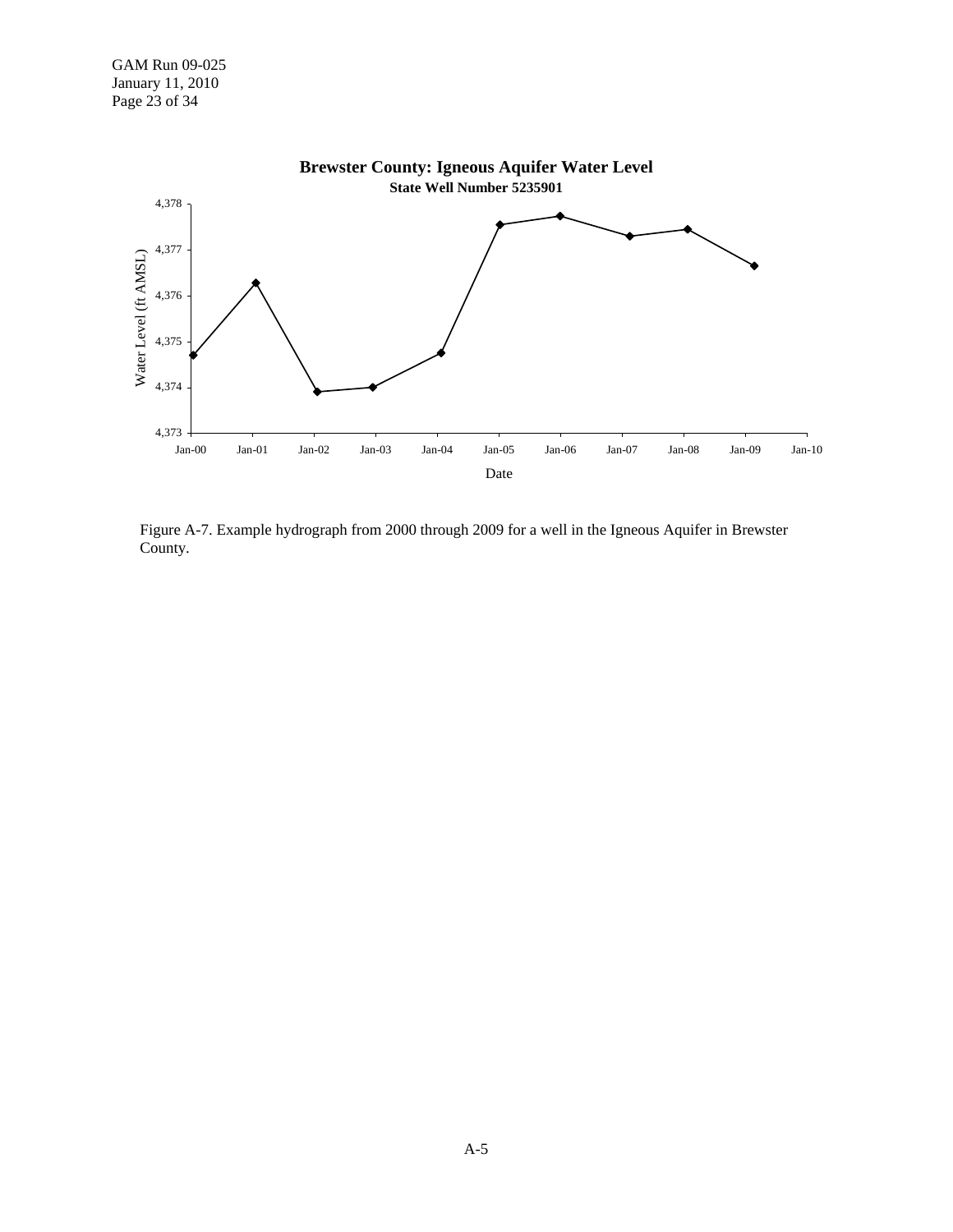**Brewster County: Igneous Aquifer Water Level**

**State Well Number 5235901**

Water Level (ft AMSL)

4,378
4,377
4,376
4,375
4,374
4,373

Jan-00 Jan-01 Jan-02 Jan-03 Jan-04 Jan-05 Jan-06 Jan-07 Jan-08 Jan-09 Jan-10

Date

Figure A-7. Example hydrograph from 2000 through 2009 for a well in the Igneous Aquifer in Brewster County.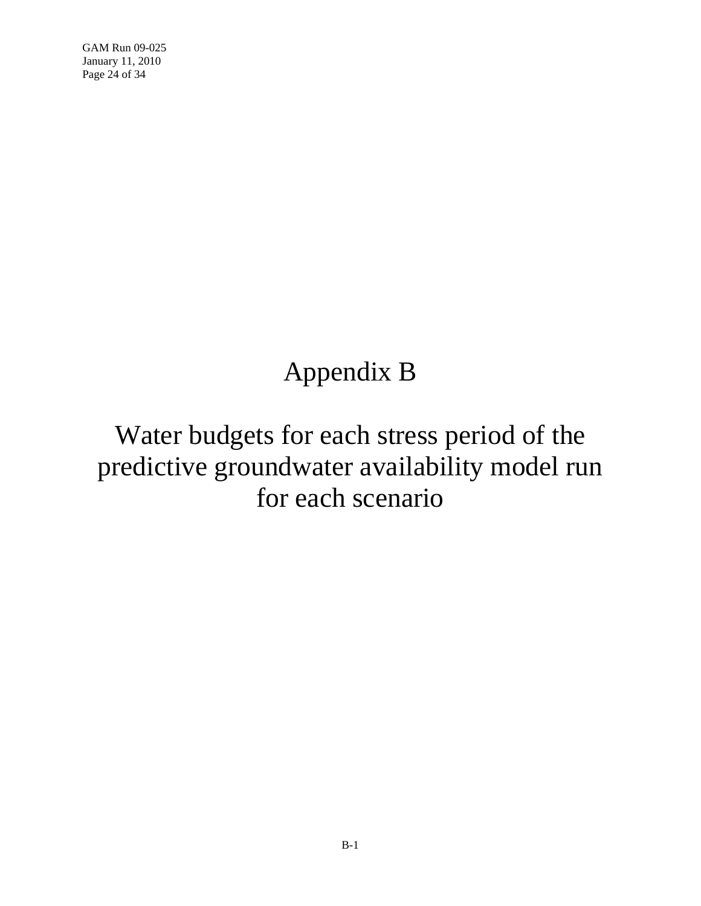# Appendix B

## Water budgets for each stress period of the predictive groundwater availability model run for each scenario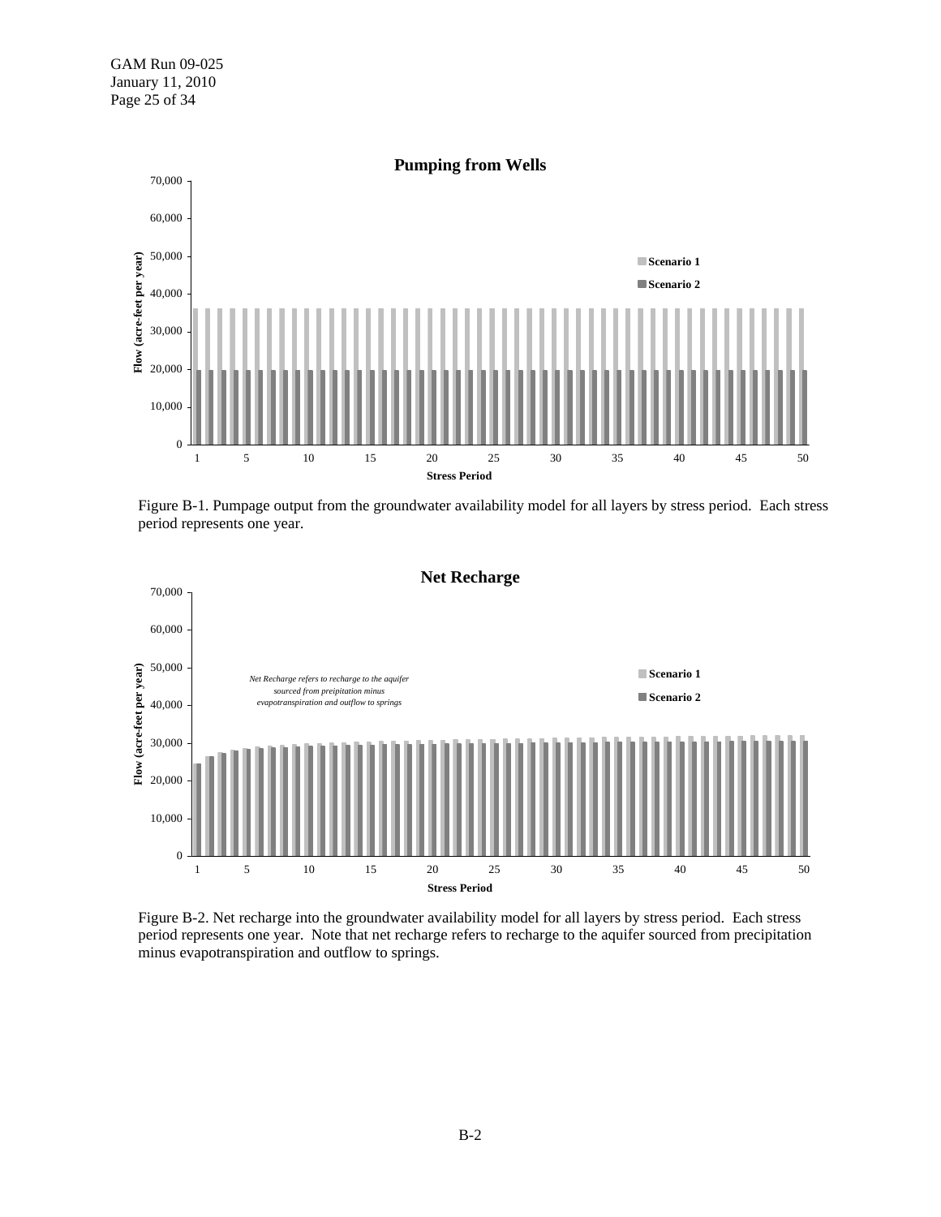Figure B-1. Pumpage output from the groundwater availability model for all layers by stress period. Each stress period represents one year.

Figure B-2. Net recharge into the groundwater availability model for all layers by stress period. Each stress period represents one year. Note that net recharge refers to recharge to the aquifer sourced from precipitation minus evapotranspiration and outflow to springs.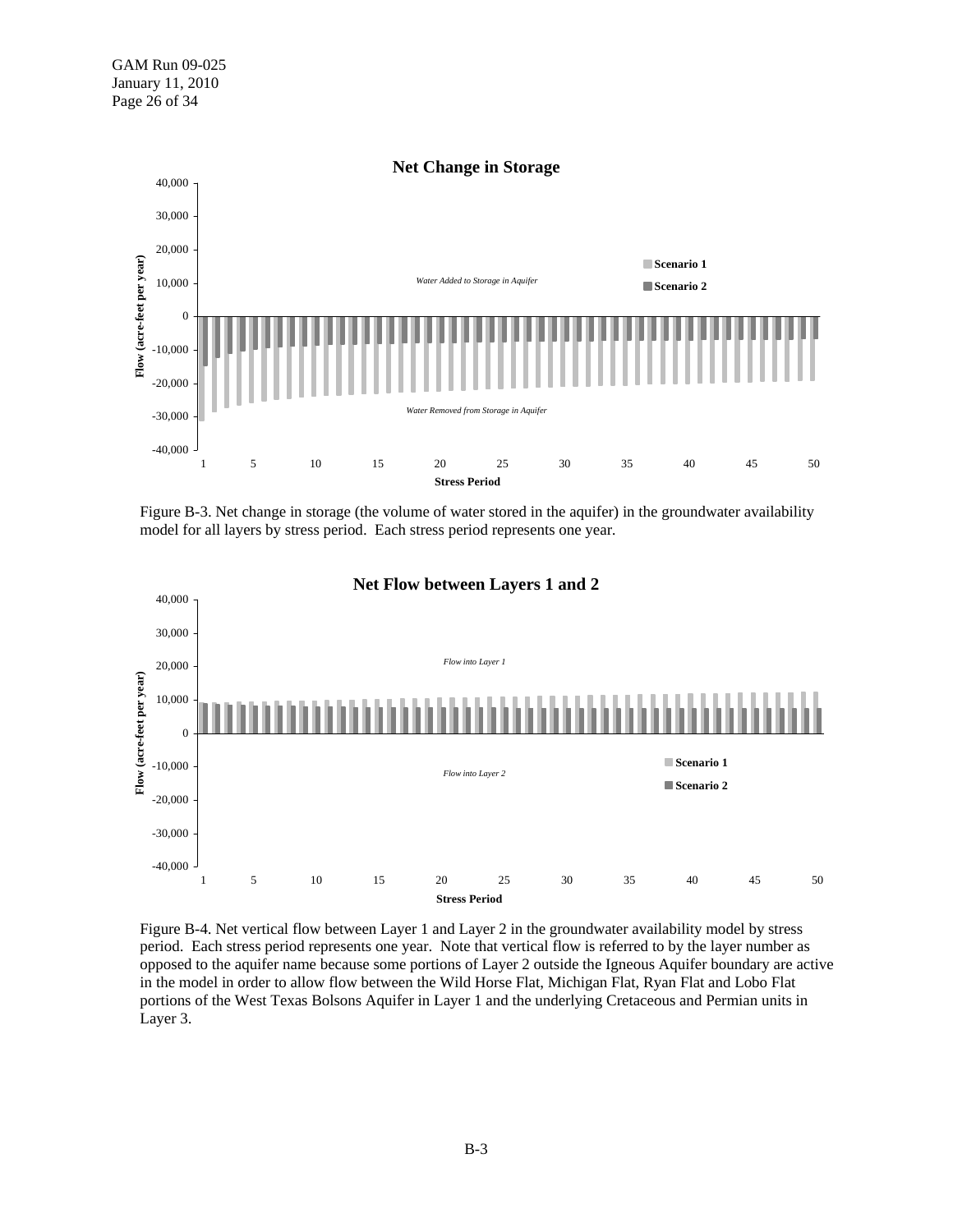**Net Change in Storage**

Figure B-3. Net change in storage (the volume of water stored in the aquifer) in the groundwater availability model for all layers by stress period. Each stress period represents one year.

**Net Flow between Layers 1 and 2**

Figure B-4. Net vertical flow between Layer 1 and Layer 2 in the groundwater availability model by stress period. Each stress period represents one year. Note that vertical flow is referred to by the layer number as opposed to the aquifer name because some portions of Layer 2 outside the Igneous Aquifer boundary are active in the model in order to allow flow between the Wild Horse Flat, Michigan Flat, Ryan Flat and Lobo Flat portions of the West Texas Bolsons Aquifer in Layer 1 and the underlying Cretaceous and Permian units in Layer 3.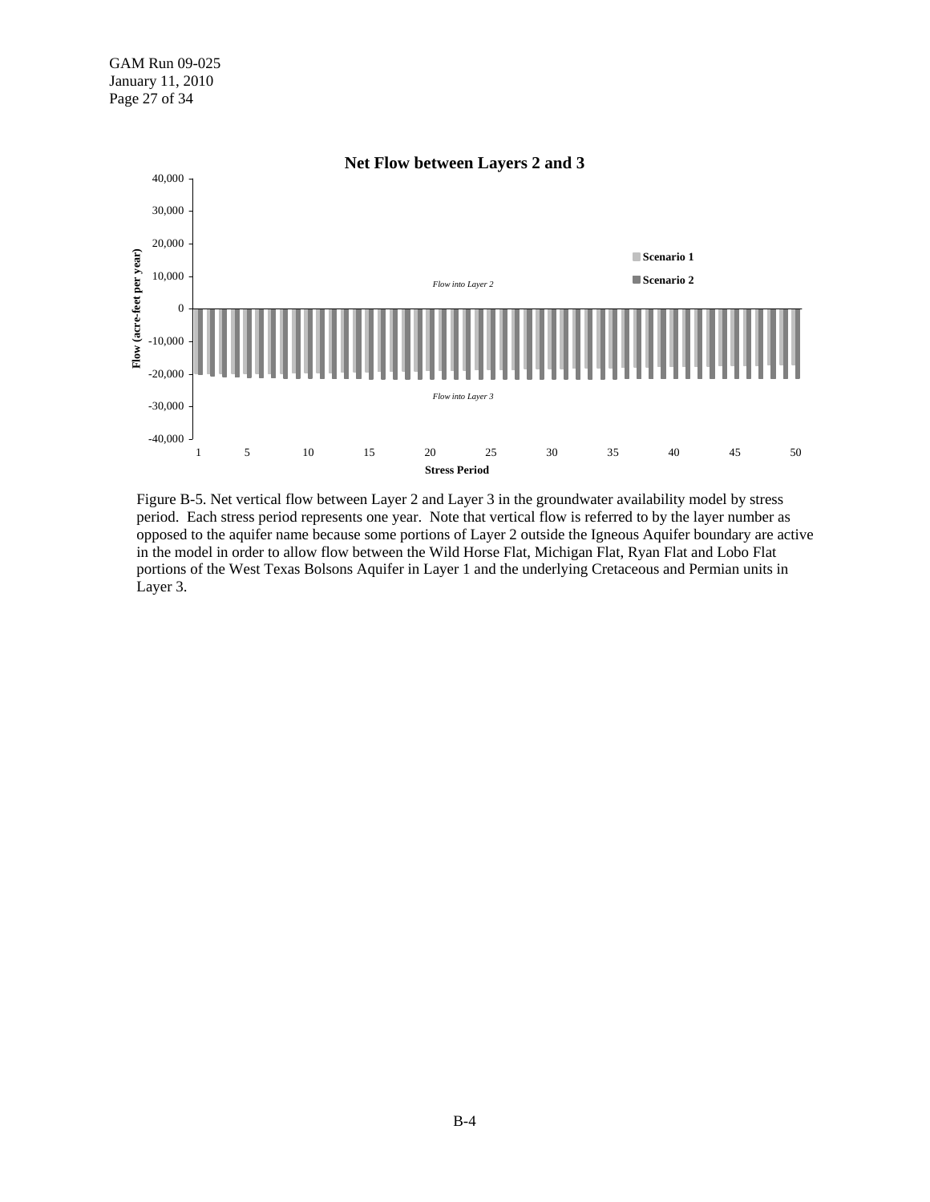**Net Flow between Layers 2 and 3**

Figure B-5. Net vertical flow between Layer 2 and Layer 3 in the groundwater availability model by stress period. Each stress period represents one year. Note that vertical flow is referred to by the layer number as opposed to the aquifer name because some portions of Layer 2 outside the Igneous Aquifer boundary are active in the model in order to allow flow between the Wild Horse Flat, Michigan Flat, Ryan Flat and Lobo Flat portions of the West Texas Bolsons Aquifer in Layer 1 and the underlying Cretaceous and Permian units in Layer 3.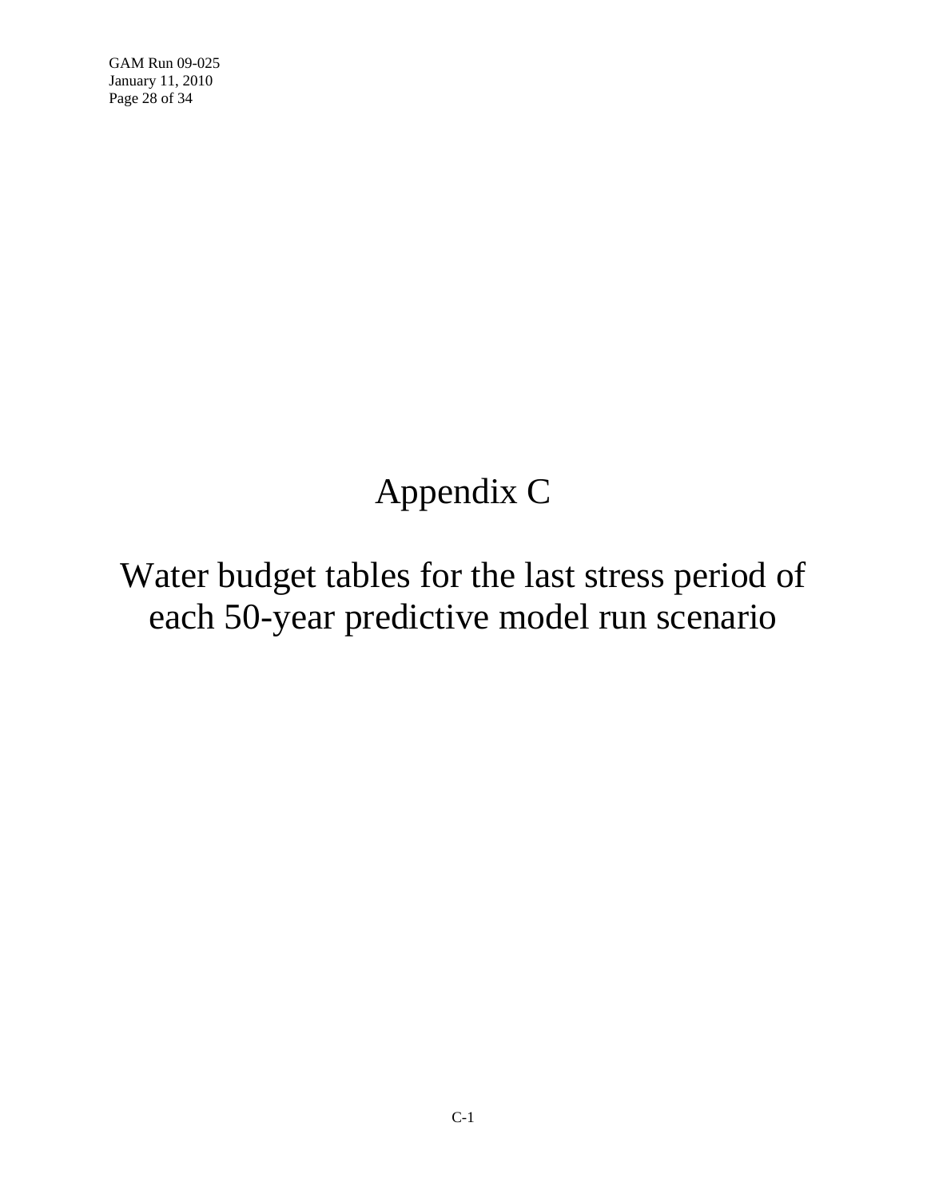# Appendix C

## Water budget tables for the last stress period of each 50-year predictive model run scenario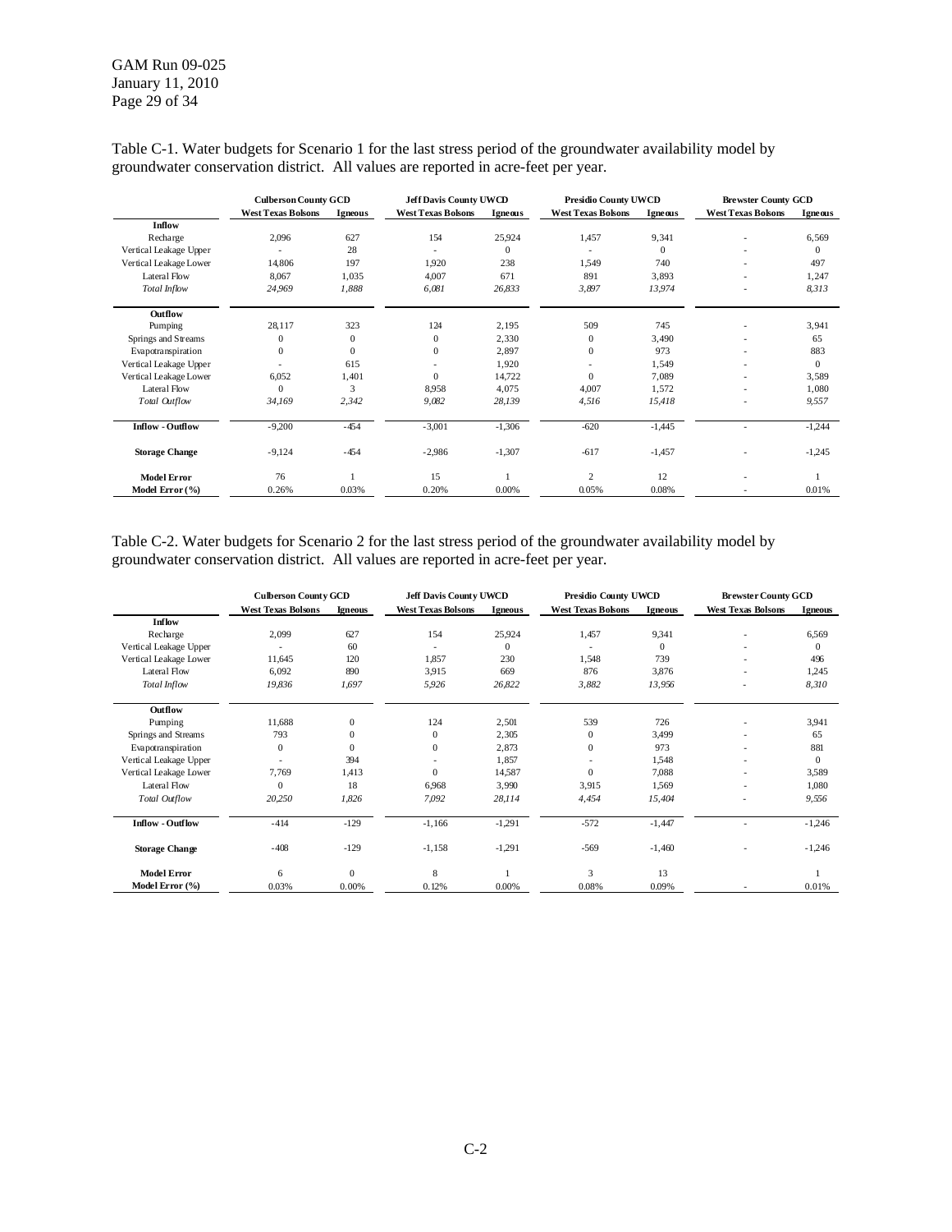Table C-1. Water budgets for Scenario 1 for the last stress period of the groundwater availability model by groundwater conservation district. All values are reported in acre-feet per year.

| | Culberson County GCD | | Jeff Davis County UWCD | | Presidio County UWCD | | Brewster County GCD | |
|---|---|---|---|---|---|---|---|---|
| | West Texas Bolsons | Igneous | West Texas Bolsons | Igneous | West Texas Bolsons | Igneous | West Texas Bolsons | Igneous |
| **Inflow** | | | | | | | | |
| Recharge | 2,096 | 627 | 154 | 25,924 | 1,457 | 9,341 | - | 6,569 |
| Vertical Leakage Upper | - | 28 | - | 0 | - | 0 | - | 0 |
| Vertical Leakage Lower | 14,806 | 197 | 1,920 | 238 | 1,549 | 740 | - | 497 |
| Lateral Flow | 8,067 | 1,035 | 4,007 | 671 | 891 | 3,893 | - | 1,247 |
| *Total Inflow* | *24,969* | *1,888* | *6,081* | *26,833* | *3,897* | *13,974* | - | *8,313* |
| **Outflow** | | | | | | | | |
| Pumping | 28,117 | 323 | 124 | 2,195 | 509 | 745 | - | 3,941 |
| Springs and Streams | 0 | 0 | 0 | 2,330 | 0 | 3,490 | - | 65 |
| Evapotranspiration | 0 | 0 | 0 | 2,897 | 0 | 973 | - | 883 |
| Vertical Leakage Upper | - | 615 | - | 1,920 | - | 1,549 | - | 0 |
| Vertical Leakage Lower | 6,052 | 1,401 | 0 | 14,722 | 0 | 7,089 | - | 3,589 |
| Lateral Flow | 0 | 3 | 8,958 | 4,075 | 4,007 | 1,572 | - | 1,080 |
| *Total Outflow* | *34,169* | *2,342* | *9,082* | *28,139* | *4,516* | *15,418* | - | *9,557* |
| **Inflow - Outflow** | -9,200 | -454 | -3,001 | -1,306 | -620 | -1,445 | - | -1,244 |
| **Storage Change** | -9,124 | -454 | -2,986 | -1,307 | -617 | -1,457 | - | -1,245 |
| **Model Error** | 76 | 1 | 15 | 1 | 2 | 12 | - | 1 |
| **Model Error (%)** | 0.26% | 0.03% | 0.20% | 0.00% | 0.05% | 0.08% | - | 0.01% |

Table C-2. Water budgets for Scenario 2 for the last stress period of the groundwater availability model by groundwater conservation district. All values are reported in acre-feet per year.

| | Culberson County GCD | | Jeff Davis County UWCD | | Presidio County UWCD | | Brewster County GCD | |
|---|---|---|---|---|---|---|---|---|
| | West Texas Bolsons | Igneous | West Texas Bolsons | Igneous | West Texas Bolsons | Igneous | West Texas Bolsons | Igneous |
| **Inflow** | | | | | | | | |
| Recharge | 2,099 | 627 | 154 | 25,924 | 1,457 | 9,341 | - | 6,569 |
| Vertical Leakage Upper | - | 60 | - | 0 | - | 0 | - | 0 |
| Vertical Leakage Lower | 11,645 | 120 | 1,857 | 230 | 1,548 | 739 | - | 496 |
| Lateral Flow | 6,092 | 890 | 3,915 | 669 | 876 | 3,876 | - | 1,245 |
| *Total Inflow* | *19,836* | *1,697* | *5,926* | *26,822* | *3,882* | *13,956* | - | *8,310* |
| **Outflow** | | | | | | | | |
| Pumping | 11,688 | 0 | 124 | 2,501 | 539 | 726 | - | 3,941 |
| Springs and Streams | 793 | 0 | 0 | 2,305 | 0 | 3,499 | - | 65 |
| Evapotranspiration | 0 | 0 | 0 | 2,873 | 0 | 973 | - | 881 |
| Vertical Leakage Upper | - | 394 | - | 1,857 | - | 1,548 | - | 0 |
| Vertical Leakage Lower | 7,769 | 1,413 | 0 | 14,587 | 0 | 7,088 | - | 3,589 |
| Lateral Flow | 0 | 18 | 6,968 | 3,990 | 3,915 | 1,569 | - | 1,080 |
| *Total Outflow* | *20,250* | *1,826* | *7,092* | *28,114* | *4,454* | *15,404* | - | *9,556* |
| **Inflow - Outflow** | -414 | -129 | -1,166 | -1,291 | -572 | -1,447 | - | -1,246 |
| **Storage Change** | -408 | -129 | -1,158 | -1,291 | -569 | -1,460 | - | -1,246 |
| **Model Error** | 6 | 0 | 8 | 1 | 3 | 13 | | 1 |
| **Model Error (%)** | 0.03% | 0.00% | 0.12% | 0.00% | 0.08% | 0.09% | - | 0.01% |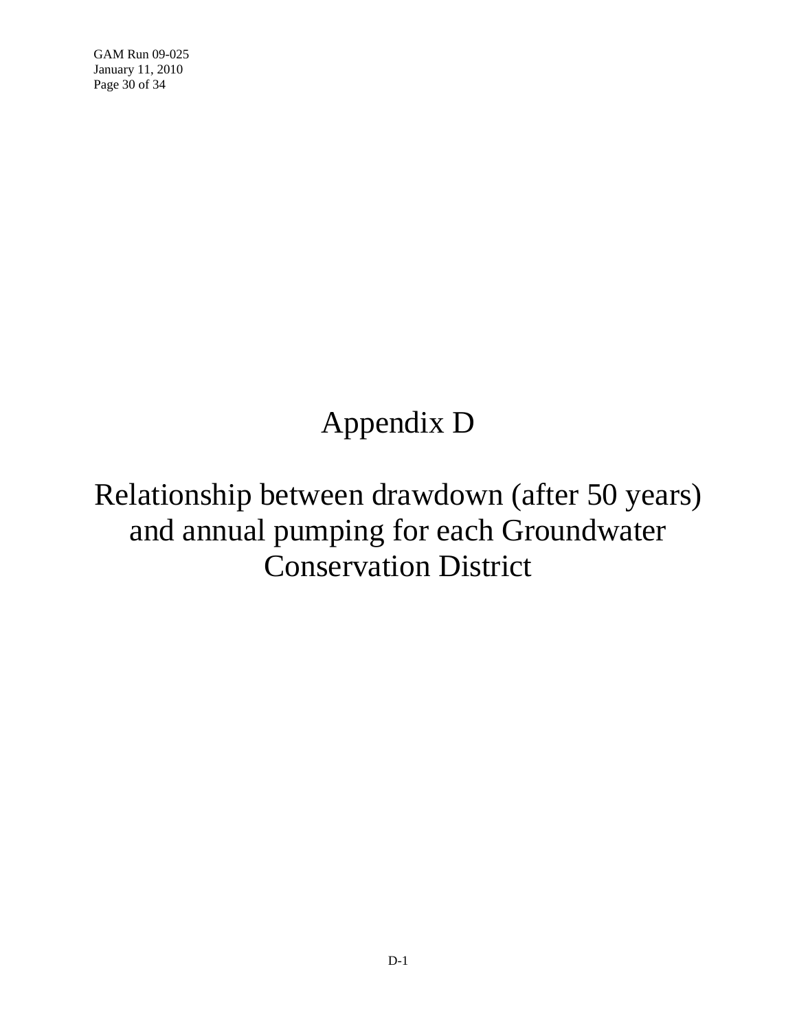# Appendix D

# Relationship between drawdown (after 50 years) and annual pumping for each Groundwater Conservation District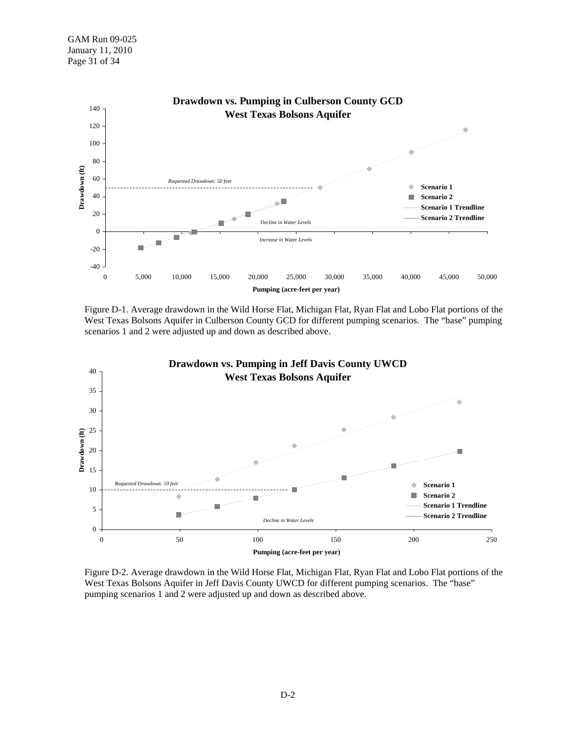**Drawdown vs. Pumping in Culberson County GCD**
**West Texas Bolsons Aquifer**

Figure D-1. Average drawdown in the Wild Horse Flat, Michigan Flat, Ryan Flat and Lobo Flat portions of the West Texas Bolsons Aquifer in Culberson County GCD for different pumping scenarios. The "base" pumping scenarios 1 and 2 were adjusted up and down as described above.

**Drawdown vs. Pumping in Jeff Davis County UWCD**
**West Texas Bolsons Aquifer**

Figure D-2. Average drawdown in the Wild Horse Flat, Michigan Flat, Ryan Flat and Lobo Flat portions of the West Texas Bolsons Aquifer in Jeff Davis County UWCD for different pumping scenarios. The "base" pumping scenarios 1 and 2 were adjusted up and down as described above.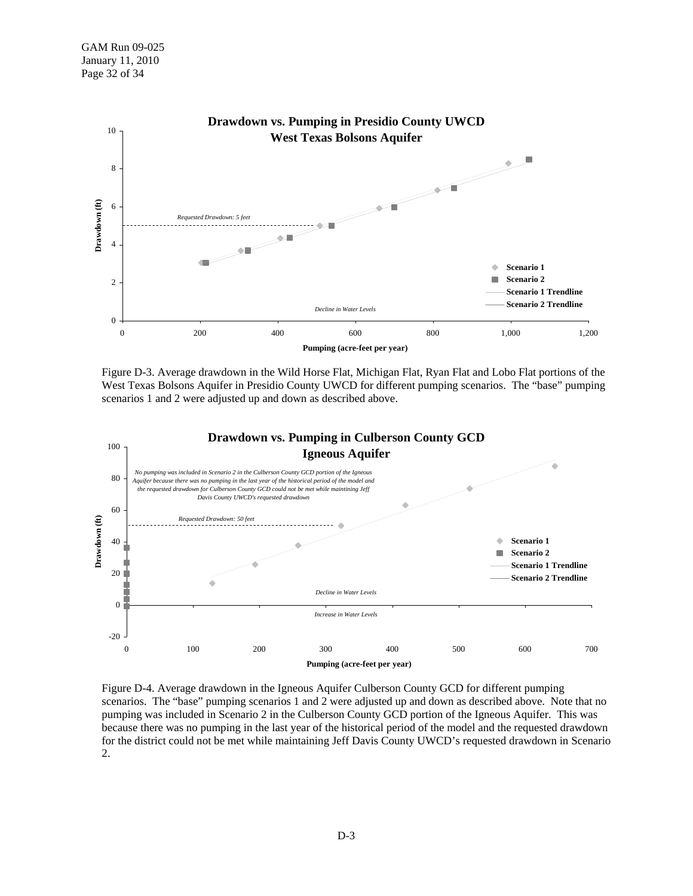**Drawdown vs. Pumping in Presidio County UWCD**
**West Texas Bolsons Aquifer**

Drawdown (ft)

*Requested Drawdown: 5 feet*

*Decline in Water Levels*

Pumping (acre-feet per year)

Scenario 1
Scenario 2
Scenario 1 Trendline
Scenario 2 Trendline

Figure D-3. Average drawdown in the Wild Horse Flat, Michigan Flat, Ryan Flat and Lobo Flat portions of the West Texas Bolsons Aquifer in Presidio County UWCD for different pumping scenarios. The "base" pumping scenarios 1 and 2 were adjusted up and down as described above.

**Drawdown vs. Pumping in Culberson County GCD**
**Igneous Aquifer**

*No pumping was included in Scenario 2 in the Culberson County GCD portion of the Igneous Aquifer because there was no pumping in the last year of the historical period of the model and the requested drawdown for Culberson County GCD could not be met while maintining Jeff Davis County UWCD's requested drawdown*

*Requested Drawdown: 50 feet*

*Decline in Water Levels*

*Increase in Water Levels*

Drawdown (ft)

Pumping (acre-feet per year)

Scenario 1
Scenario 2
Scenario 1 Trendline
Scenario 2 Trendline

Figure D-4. Average drawdown in the Igneous Aquifer Culberson County GCD for different pumping scenarios. The "base" pumping scenarios 1 and 2 were adjusted up and down as described above. Note that no pumping was included in Scenario 2 in the Culberson County GCD portion of the Igneous Aquifer. This was because there was no pumping in the last year of the historical period of the model and the requested drawdown for the district could not be met while maintaining Jeff Davis County UWCD's requested drawdown in Scenario 2.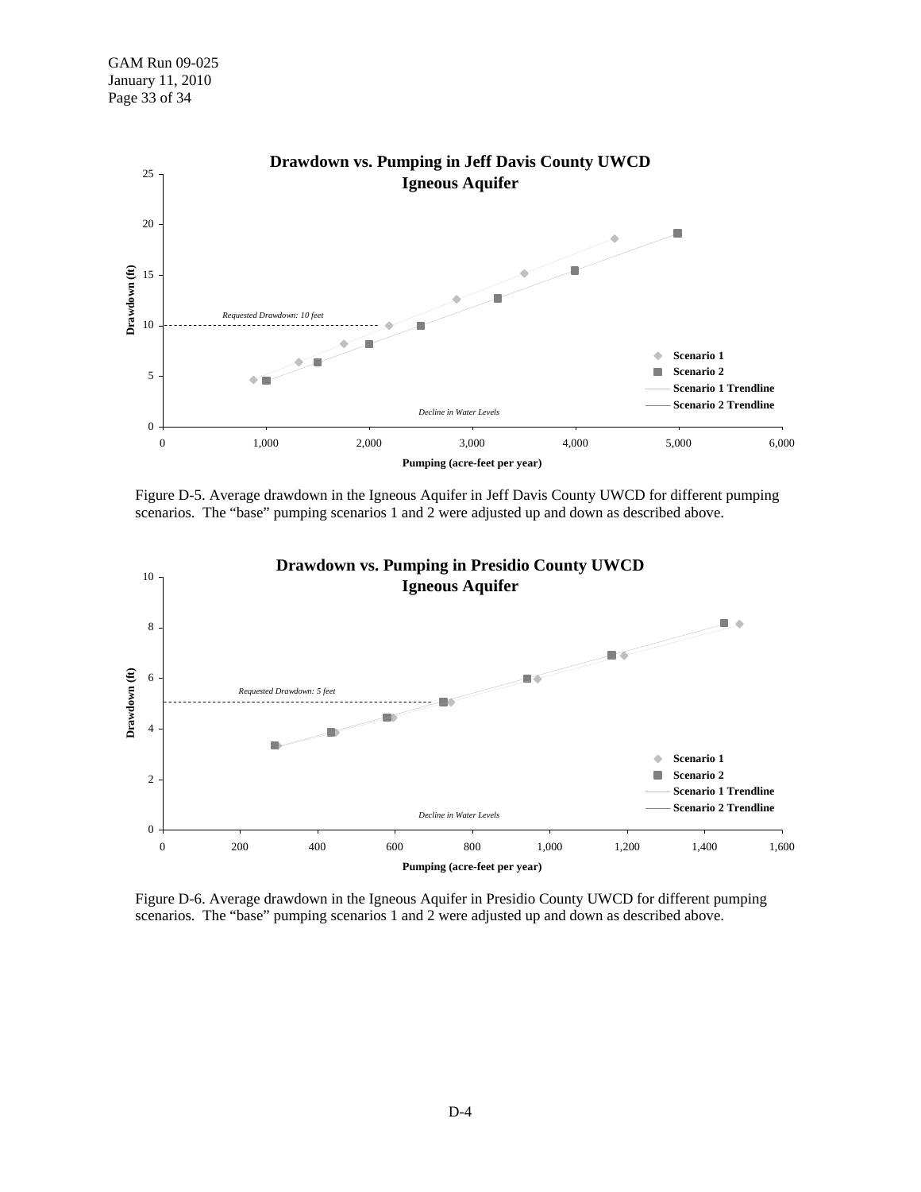**Drawdown vs. Pumping in Jeff Davis County UWCD Igneous Aquifer**

Figure D-5. Average drawdown in the Igneous Aquifer in Jeff Davis County UWCD for different pumping scenarios. The “base” pumping scenarios 1 and 2 were adjusted up and down as described above.

**Drawdown vs. Pumping in Presidio County UWCD Igneous Aquifer**

Figure D-6. Average drawdown in the Igneous Aquifer in Presidio County UWCD for different pumping scenarios. The “base” pumping scenarios 1 and 2 were adjusted up and down as described above.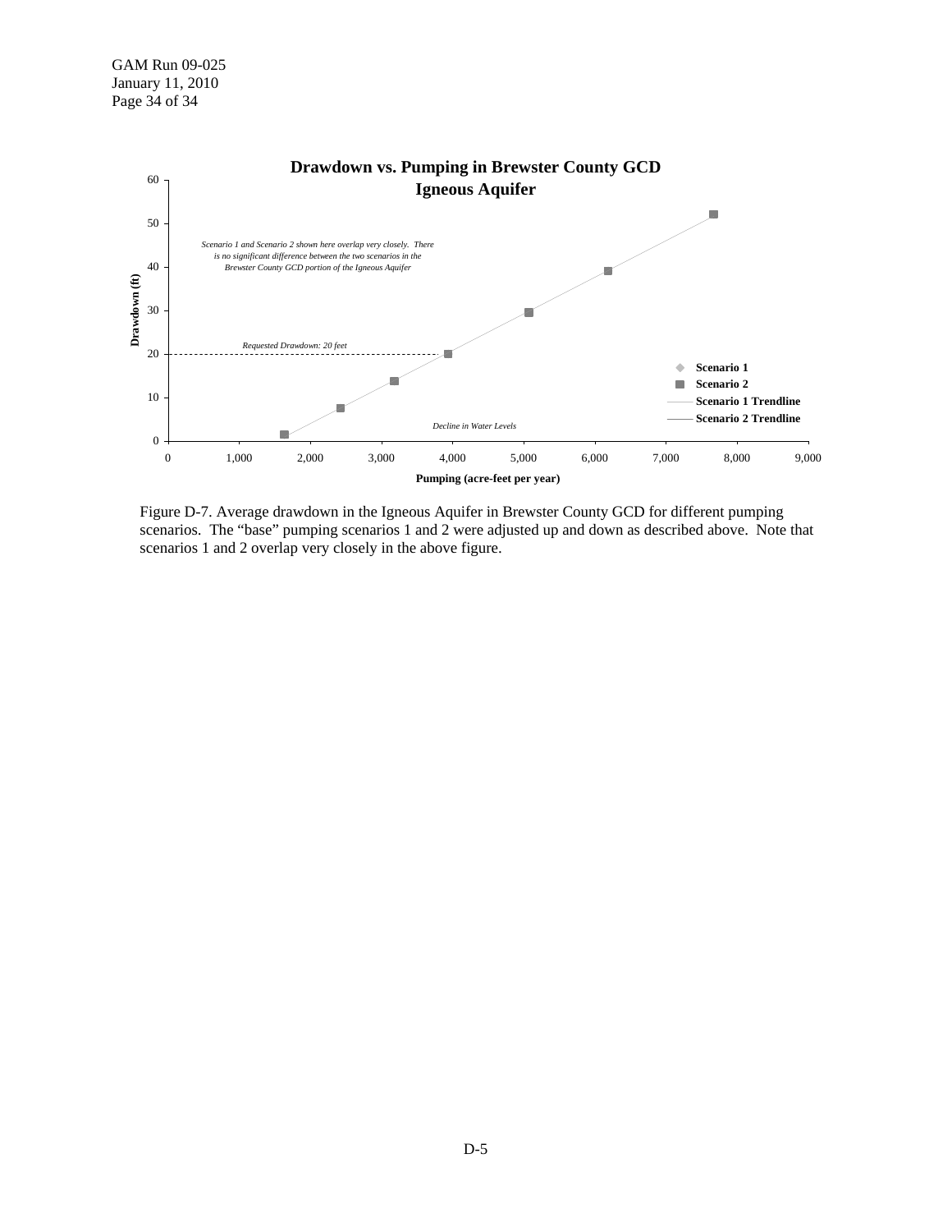**Drawdown vs. Pumping in Brewster County GCD Igneous Aquifer**

Drawdown (ft)

0
10
20
30
40
50
60

Pumping (acre-feet per year)

0
1,000
2,000
3,000
4,000
5,000
6,000
7,000
8,000
9,000

*Scenario 1 and Scenario 2 shown here overlap very closely. There is no significant difference between the two scenarios in the Brewster County GCD portion of the Igneous Aquifer*

*Requested Drawdown: 20 feet*

*Decline in Water Levels*

Scenario 1
Scenario 2
Scenario 1 Trendline
Scenario 2 Trendline

Figure D-7. Average drawdown in the Igneous Aquifer in Brewster County GCD for different pumping scenarios. The "base" pumping scenarios 1 and 2 were adjusted up and down as described above. Note that scenarios 1 and 2 overlap very closely in the above figure.